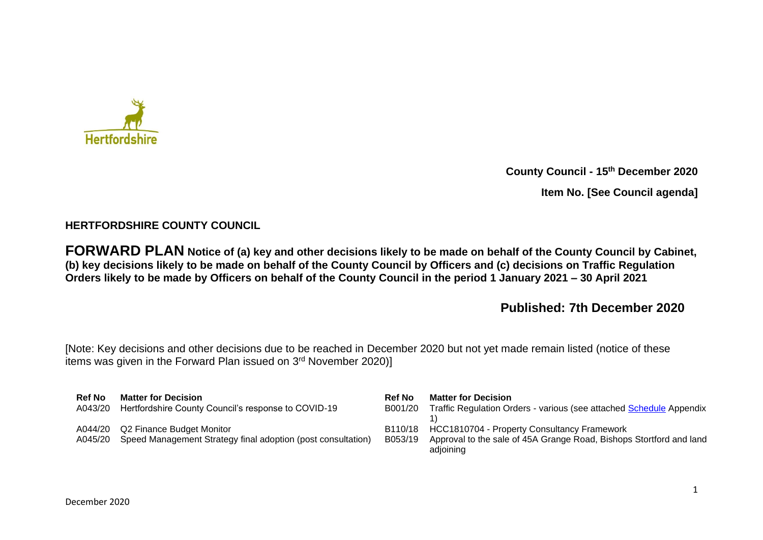**County Council - 15th December 2020**

**Item No. [See Council agenda]**

**HERTFORDSHIRE COUNTY COUNCIL**

**FORWARD PLAN Notice of (a) key and other decisions likely to be made on behalf of the County Council by Cabinet, (b) key decisions likely to be made on behalf of the County Council by Officers and (c) decisions on Traffic Regulation Orders likely to be made by Officers on behalf of the County Council in the period 1 January 2021 – 30 April 2021**

**Published: 7th December 2020**

[Note: Key decisions and other decisions due to be reached in December 2020 but not yet made remain listed (notice of these items was given in the Forward Plan issued on 3rd November 2020)]

| Ref No | Matter for Decision | Ref No | Matter for Decision |
|---|---|---|---|
| A043/20 | Hertfordshire County Council's response to COVID-19 | B001/20 | Traffic Regulation Orders - various (see attached Schedule Appendix 1) |
| A044/20 | Q2 Finance Budget Monitor | B110/18 | HCC1810704 - Property Consultancy Framework |
| A045/20 | Speed Management Strategy final adoption (post consultation) | B053/19 | Approval to the sale of 45A Grange Road, Bishops Stortford and land adjoining |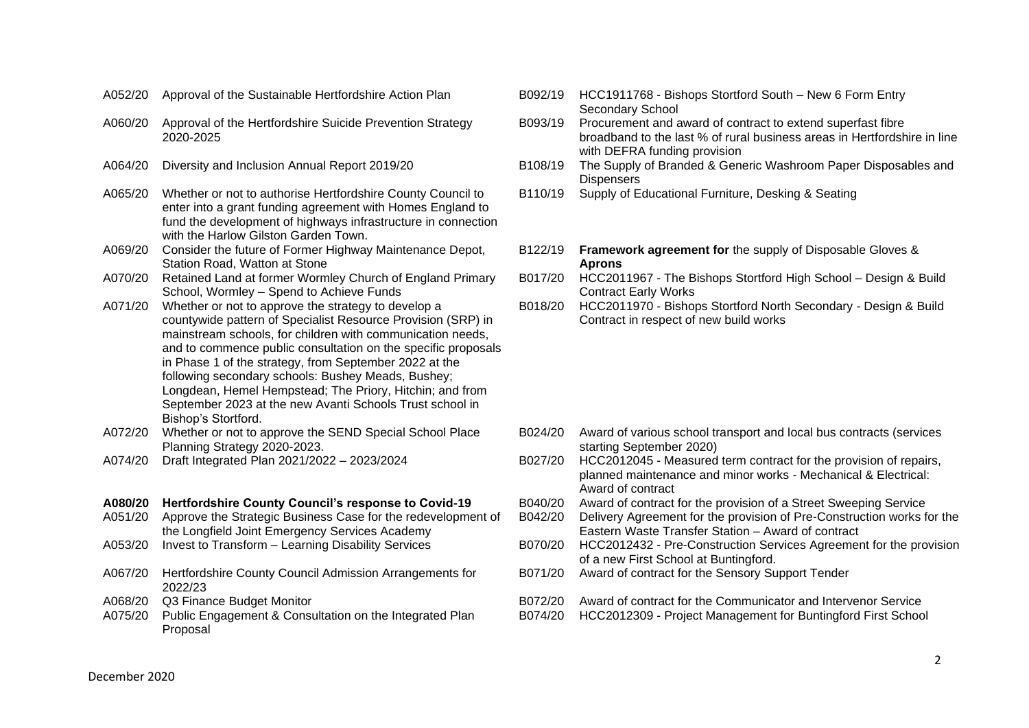| | | | |
|---|---|---|---|
| A052/20 | Approval of the Sustainable Hertfordshire Action Plan | B092/19 | HCC1911768 - Bishops Stortford South – New 6 Form Entry Secondary School |
| A060/20 | Approval of the Hertfordshire Suicide Prevention Strategy 2020-2025 | B093/19 | Procurement and award of contract to extend superfast fibre broadband to the last % of rural business areas in Hertfordshire in line with DEFRA funding provision |
| A064/20 | Diversity and Inclusion Annual Report 2019/20 | B108/19 | The Supply of Branded & Generic Washroom Paper Disposables and Dispensers |
| A065/20 | Whether or not to authorise Hertfordshire County Council to enter into a grant funding agreement with Homes England to fund the development of highways infrastructure in connection with the Harlow Gilston Garden Town. | B110/19 | Supply of Educational Furniture, Desking & Seating |
| A069/20 | Consider the future of Former Highway Maintenance Depot, Station Road, Watton at Stone | B122/19 | **Framework agreement for** the supply of Disposable Gloves & **Aprons** |
| A070/20 | Retained Land at former Wormley Church of England Primary School, Wormley – Spend to Achieve Funds | B017/20 | HCC2011967 - The Bishops Stortford High School – Design & Build Contract Early Works |
| A071/20 | Whether or not to approve the strategy to develop a countywide pattern of Specialist Resource Provision (SRP) in mainstream schools, for children with communication needs, and to commence public consultation on the specific proposals in Phase 1 of the strategy, from September 2022 at the following secondary schools: Bushey Meads, Bushey; Longdean, Hemel Hempstead; The Priory, Hitchin; and from September 2023 at the new Avanti Schools Trust school in Bishop's Stortford. | B018/20 | HCC2011970 - Bishops Stortford North Secondary - Design & Build Contract in respect of new build works |
| A072/20 | Whether or not to approve the SEND Special School Place Planning Strategy 2020-2023. | B024/20 | Award of various school transport and local bus contracts (services starting September 2020) |
| A074/20 | Draft Integrated Plan 2021/2022 – 2023/2024 | B027/20 | HCC2012045 - Measured term contract for the provision of repairs, planned maintenance and minor works - Mechanical & Electrical: Award of contract |
| **A080/20** | **Hertfordshire County Council's response to Covid-19** | B040/20 | Award of contract for the provision of a Street Sweeping Service |
| A051/20 | Approve the Strategic Business Case for the redevelopment of the Longfield Joint Emergency Services Academy | B042/20 | Delivery Agreement for the provision of Pre-Construction works for the Eastern Waste Transfer Station – Award of contract |
| A053/20 | Invest to Transform – Learning Disability Services | B070/20 | HCC2012432 - Pre-Construction Services Agreement for the provision of a new First School at Buntingford. |
| A067/20 | Hertfordshire County Council Admission Arrangements for 2022/23 | B071/20 | Award of contract for the Sensory Support Tender |
| A068/20 | Q3 Finance Budget Monitor | B072/20 | Award of contract for the Communicator and Intervenor Service |
| A075/20 | Public Engagement & Consultation on the Integrated Plan Proposal | B074/20 | HCC2012309 - Project Management for Buntingford First School |

December 2020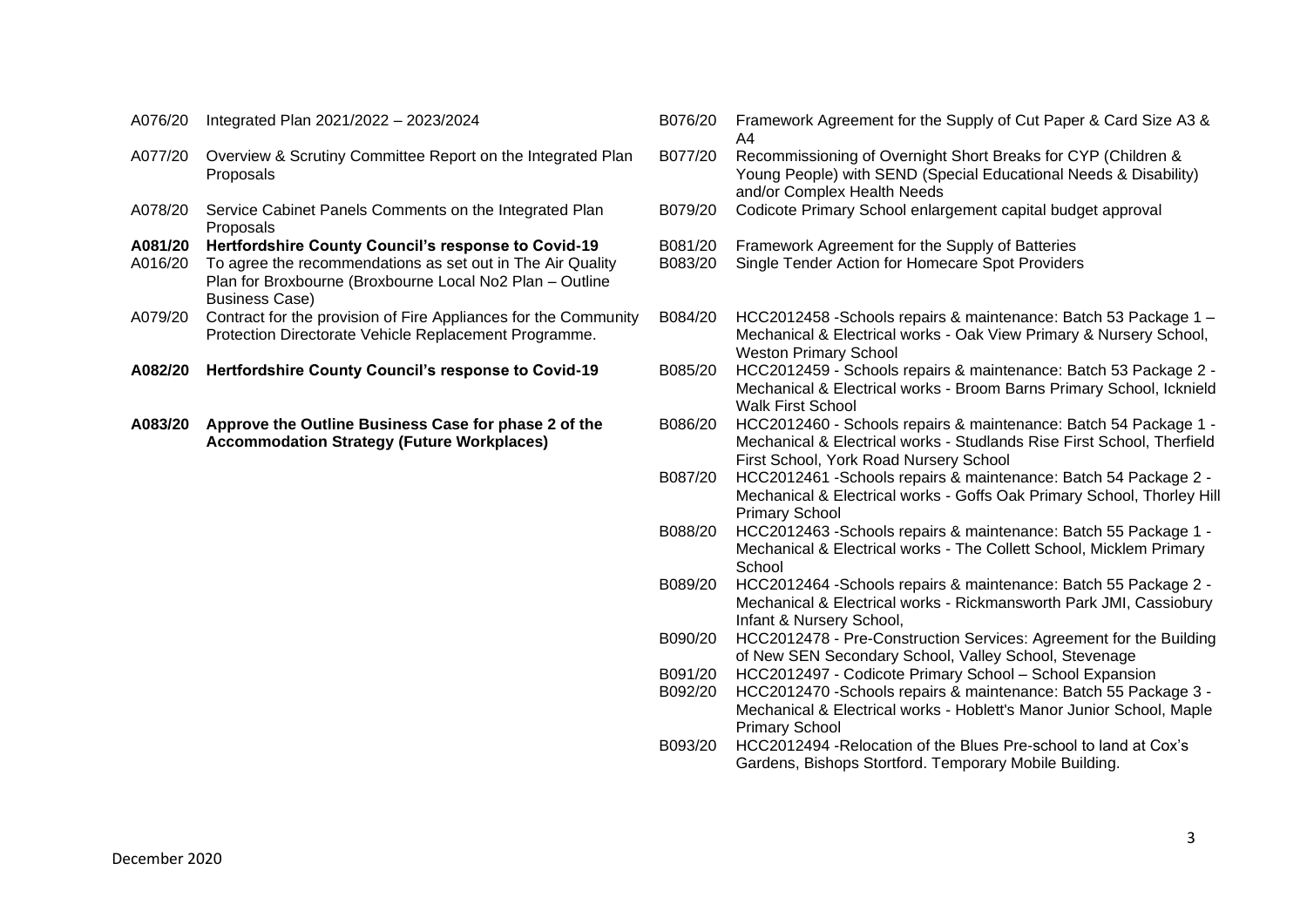A076/20 Integrated Plan 2021/2022 – 2023/2024

A077/20 Overview & Scrutiny Committee Report on the Integrated Plan Proposals

A078/20 Service Cabinet Panels Comments on the Integrated Plan Proposals

**A081/20 Hertfordshire County Council's response to Covid-19**

A016/20 To agree the recommendations as set out in The Air Quality Plan for Broxbourne (Broxbourne Local No2 Plan – Outline Business Case)

A079/20 Contract for the provision of Fire Appliances for the Community Protection Directorate Vehicle Replacement Programme.

**A082/20 Hertfordshire County Council's response to Covid-19**

**A083/20 Approve the Outline Business Case for phase 2 of the Accommodation Strategy (Future Workplaces)**

B076/20 Framework Agreement for the Supply of Cut Paper & Card Size A3 & A4

B077/20 Recommissioning of Overnight Short Breaks for CYP (Children & Young People) with SEND (Special Educational Needs & Disability) and/or Complex Health Needs

B079/20 Codicote Primary School enlargement capital budget approval

B081/20 Framework Agreement for the Supply of Batteries

B083/20 Single Tender Action for Homecare Spot Providers

B084/20 HCC2012458 -Schools repairs & maintenance: Batch 53 Package 1 – Mechanical & Electrical works - Oak View Primary & Nursery School, Weston Primary School

B085/20 HCC2012459 - Schools repairs & maintenance: Batch 53 Package 2 - Mechanical & Electrical works - Broom Barns Primary School, Icknield Walk First School

B086/20 HCC2012460 - Schools repairs & maintenance: Batch 54 Package 1 - Mechanical & Electrical works - Studlands Rise First School, Therfield First School, York Road Nursery School

B087/20 HCC2012461 -Schools repairs & maintenance: Batch 54 Package 2 - Mechanical & Electrical works - Goffs Oak Primary School, Thorley Hill Primary School

B088/20 HCC2012463 -Schools repairs & maintenance: Batch 55 Package 1 - Mechanical & Electrical works - The Collett School, Micklem Primary School

B089/20 HCC2012464 -Schools repairs & maintenance: Batch 55 Package 2 - Mechanical & Electrical works - Rickmansworth Park JMI, Cassiobury Infant & Nursery School,

B090/20 HCC2012478 - Pre-Construction Services: Agreement for the Building of New SEN Secondary School, Valley School, Stevenage

B091/20 HCC2012497 - Codicote Primary School – School Expansion

B092/20 HCC2012470 -Schools repairs & maintenance: Batch 55 Package 3 - Mechanical & Electrical works - Hoblett's Manor Junior School, Maple Primary School

B093/20 HCC2012494 -Relocation of the Blues Pre-school to land at Cox's Gardens, Bishops Stortford. Temporary Mobile Building.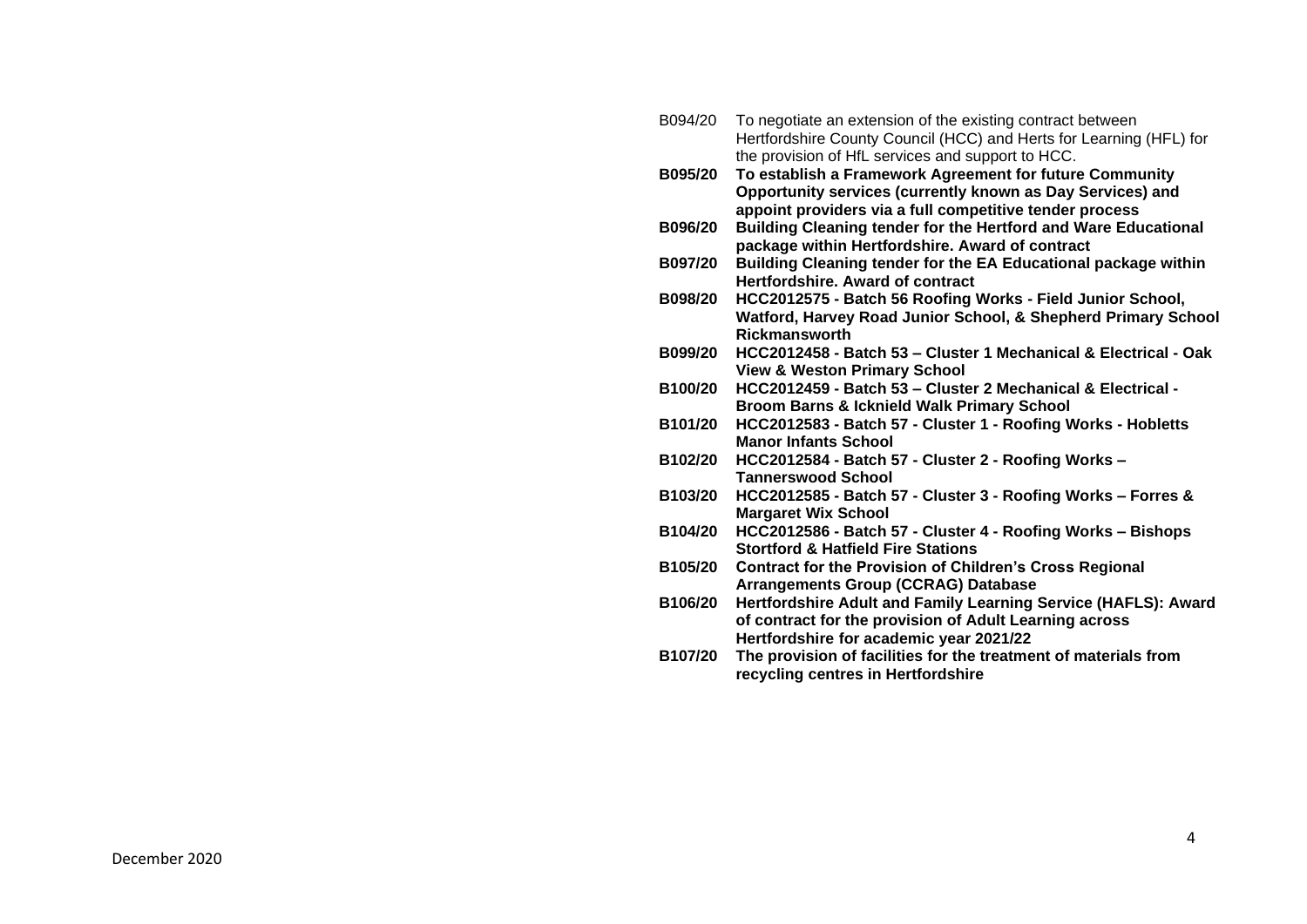B094/20 To negotiate an extension of the existing contract between Hertfordshire County Council (HCC) and Herts for Learning (HFL) for the provision of HfL services and support to HCC.

**B095/20 To establish a Framework Agreement for future Community Opportunity services (currently known as Day Services) and appoint providers via a full competitive tender process**

**B096/20 Building Cleaning tender for the Hertford and Ware Educational package within Hertfordshire. Award of contract**

**B097/20 Building Cleaning tender for the EA Educational package within Hertfordshire. Award of contract**

**B098/20 HCC2012575 - Batch 56 Roofing Works - Field Junior School, Watford, Harvey Road Junior School, & Shepherd Primary School Rickmansworth**

**B099/20 HCC2012458 - Batch 53 – Cluster 1 Mechanical & Electrical - Oak View & Weston Primary School**

**B100/20 HCC2012459 - Batch 53 – Cluster 2 Mechanical & Electrical - Broom Barns & Icknield Walk Primary School**

**B101/20 HCC2012583 - Batch 57 - Cluster 1 - Roofing Works - Hobletts Manor Infants School**

**B102/20 HCC2012584 - Batch 57 - Cluster 2 - Roofing Works – Tannerswood School**

**B103/20 HCC2012585 - Batch 57 - Cluster 3 - Roofing Works – Forres & Margaret Wix School**

**B104/20 HCC2012586 - Batch 57 - Cluster 4 - Roofing Works – Bishops Stortford & Hatfield Fire Stations**

**B105/20 Contract for the Provision of Children's Cross Regional Arrangements Group (CCRAG) Database**

**B106/20 Hertfordshire Adult and Family Learning Service (HAFLS): Award of contract for the provision of Adult Learning across Hertfordshire for academic year 2021/22**

**B107/20 The provision of facilities for the treatment of materials from recycling centres in Hertfordshire**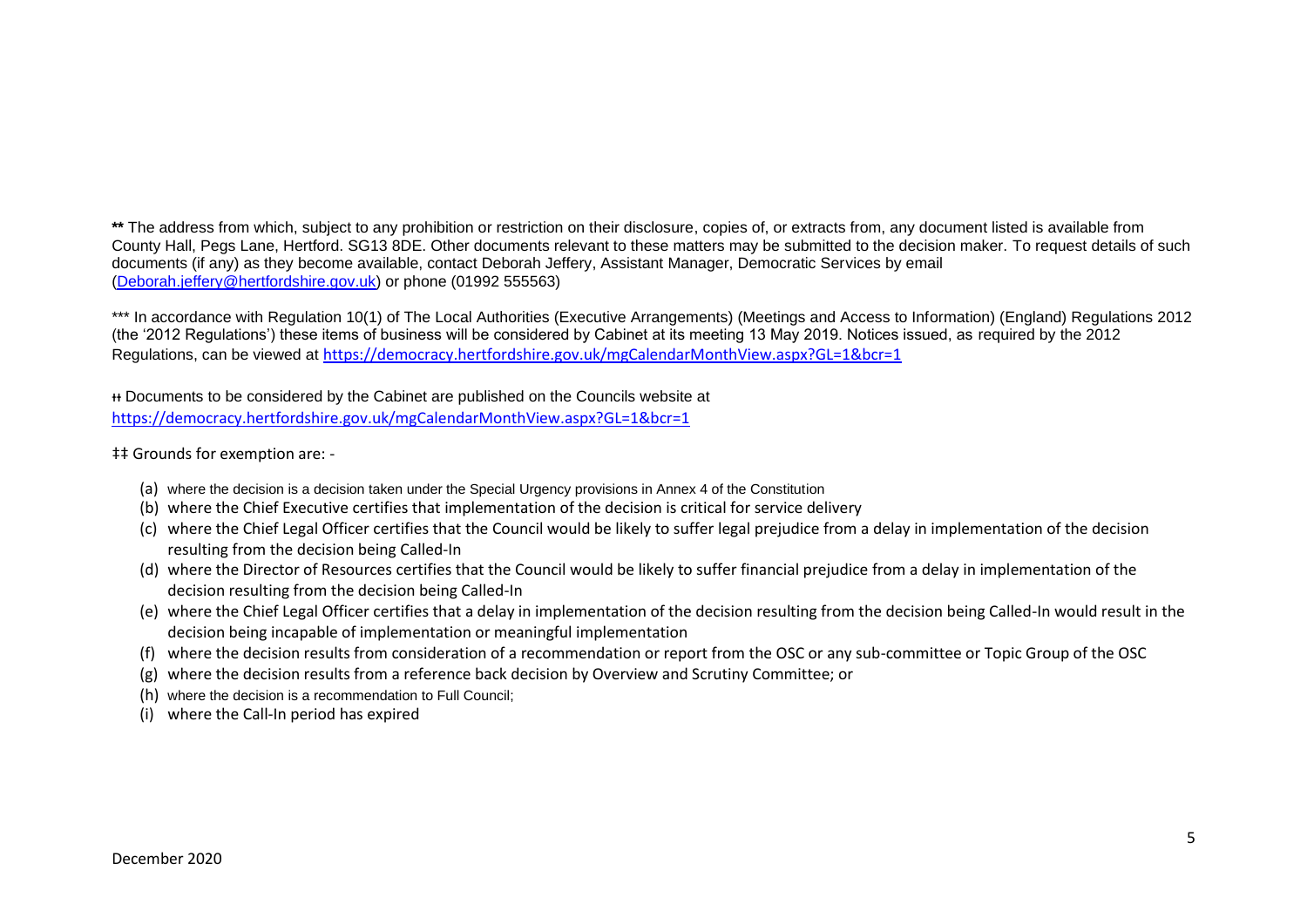** The address from which, subject to any prohibition or restriction on their disclosure, copies of, or extracts from, any document listed is available from County Hall, Pegs Lane, Hertford. SG13 8DE. Other documents relevant to these matters may be submitted to the decision maker. To request details of such documents (if any) as they become available, contact Deborah Jeffery, Assistant Manager, Democratic Services by email (Deborah.jeffery@hertfordshire.gov.uk) or phone (01992 555563)

*** In accordance with Regulation 10(1) of The Local Authorities (Executive Arrangements) (Meetings and Access to Information) (England) Regulations 2012 (the '2012 Regulations') these items of business will be considered by Cabinet at its meeting 13 May 2019. Notices issued, as required by the 2012 Regulations, can be viewed at https://democracy.hertfordshire.gov.uk/mgCalendarMonthView.aspx?GL=1&bcr=1

ƗƗ Documents to be considered by the Cabinet are published on the Councils website at https://democracy.hertfordshire.gov.uk/mgCalendarMonthView.aspx?GL=1&bcr=1

‡‡ Grounds for exemption are: -

(a) where the decision is a decision taken under the Special Urgency provisions in Annex 4 of the Constitution
(b) where the Chief Executive certifies that implementation of the decision is critical for service delivery
(c) where the Chief Legal Officer certifies that the Council would be likely to suffer legal prejudice from a delay in implementation of the decision resulting from the decision being Called-In
(d) where the Director of Resources certifies that the Council would be likely to suffer financial prejudice from a delay in implementation of the decision resulting from the decision being Called-In
(e) where the Chief Legal Officer certifies that a delay in implementation of the decision resulting from the decision being Called-In would result in the decision being incapable of implementation or meaningful implementation
(f) where the decision results from consideration of a recommendation or report from the OSC or any sub-committee or Topic Group of the OSC
(g) where the decision results from a reference back decision by Overview and Scrutiny Committee; or
(h) where the decision is a recommendation to Full Council;
(i) where the Call-In period has expired

December 2020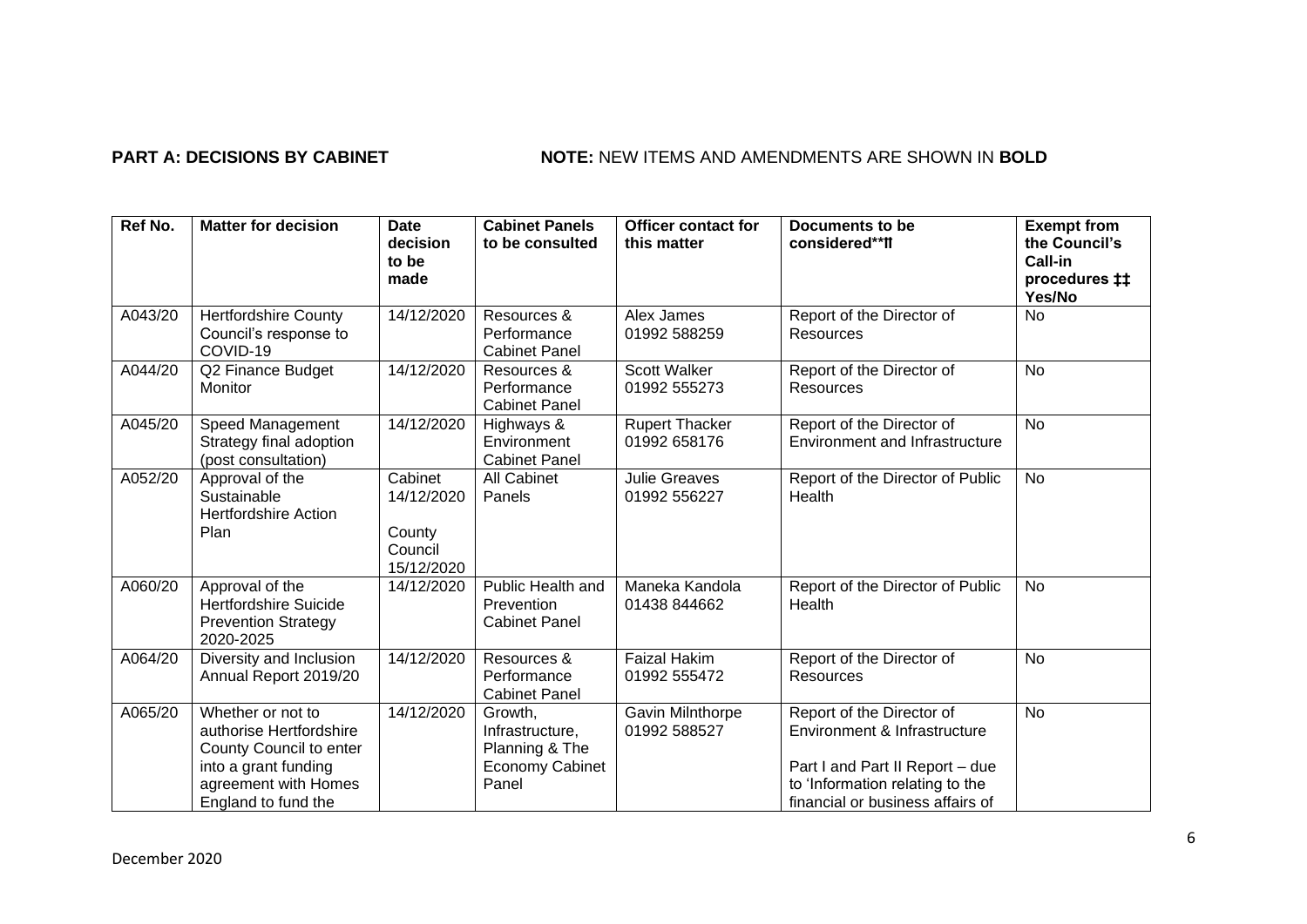**PART A: DECISIONS BY CABINET** **NOTE:** NEW ITEMS AND AMENDMENTS ARE SHOWN IN **BOLD**

| Ref No. | Matter for decision | Date decision to be made | Cabinet Panels to be consulted | Officer contact for this matter | Documents to be considered**†† | Exempt from the Council's Call-in procedures ‡‡ Yes/No |
|---|---|---|---|---|---|---|
| A043/20 | Hertfordshire County Council's response to COVID-19 | 14/12/2020 | Resources & Performance Cabinet Panel | Alex James 01992 588259 | Report of the Director of Resources | No |
| A044/20 | Q2 Finance Budget Monitor | 14/12/2020 | Resources & Performance Cabinet Panel | Scott Walker 01992 555273 | Report of the Director of Resources | No |
| A045/20 | Speed Management Strategy final adoption (post consultation) | 14/12/2020 | Highways & Environment Cabinet Panel | Rupert Thacker 01992 658176 | Report of the Director of Environment and Infrastructure | No |
| A052/20 | Approval of the Sustainable Hertfordshire Action Plan | Cabinet 14/12/2020<br><br>County Council 15/12/2020 | All Cabinet Panels | Julie Greaves 01992 556227 | Report of the Director of Public Health | No |
| A060/20 | Approval of the Hertfordshire Suicide Prevention Strategy 2020-2025 | 14/12/2020 | Public Health and Prevention Cabinet Panel | Maneka Kandola 01438 844662 | Report of the Director of Public Health | No |
| A064/20 | Diversity and Inclusion Annual Report 2019/20 | 14/12/2020 | Resources & Performance Cabinet Panel | Faizal Hakim 01992 555472 | Report of the Director of Resources | No |
| A065/20 | Whether or not to authorise Hertfordshire County Council to enter into a grant funding agreement with Homes England to fund the | 14/12/2020 | Growth, Infrastructure, Planning & The Economy Cabinet Panel | Gavin Milnthorpe 01992 588527 | Report of the Director of Environment & Infrastructure<br><br>Part I and Part II Report – due to 'Information relating to the financial or business affairs of | No |

December 2020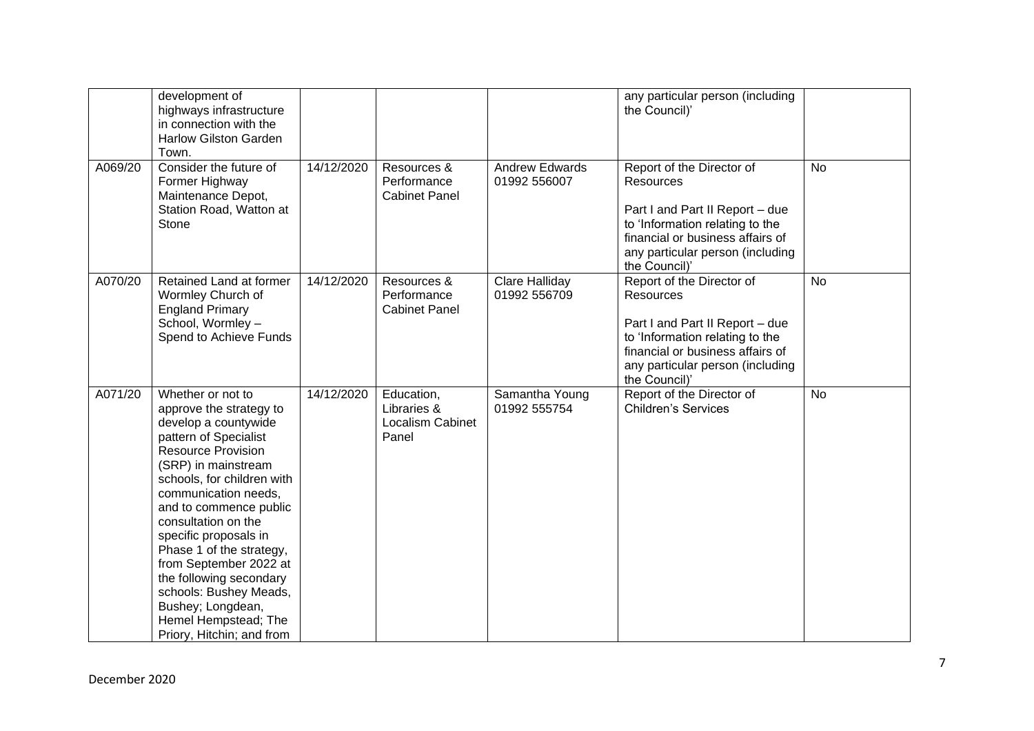| | | | | | | |
|---|---|---|---|---|---|---|
| | development of highways infrastructure in connection with the Harlow Gilston Garden Town. | | | | any particular person (including the Council)' | |
| A069/20 | Consider the future of Former Highway Maintenance Depot, Station Road, Watton at Stone | 14/12/2020 | Resources & Performance Cabinet Panel | Andrew Edwards 01992 556007 | Report of the Director of Resources<br><br>Part I and Part II Report – due to 'Information relating to the financial or business affairs of any particular person (including the Council)' | No |
| A070/20 | Retained Land at former Wormley Church of England Primary School, Wormley – Spend to Achieve Funds | 14/12/2020 | Resources & Performance Cabinet Panel | Clare Halliday 01992 556709 | Report of the Director of Resources<br><br>Part I and Part II Report – due to 'Information relating to the financial or business affairs of any particular person (including the Council)' | No |
| A071/20 | Whether or not to approve the strategy to develop a countywide pattern of Specialist Resource Provision (SRP) in mainstream schools, for children with communication needs, and to commence public consultation on the specific proposals in Phase 1 of the strategy, from September 2022 at the following secondary schools: Bushey Meads, Bushey; Longdean, Hemel Hempstead; The Priory, Hitchin; and from | 14/12/2020 | Education, Libraries & Localism Cabinet Panel | Samantha Young 01992 555754 | Report of the Director of Children's Services | No |

December 2020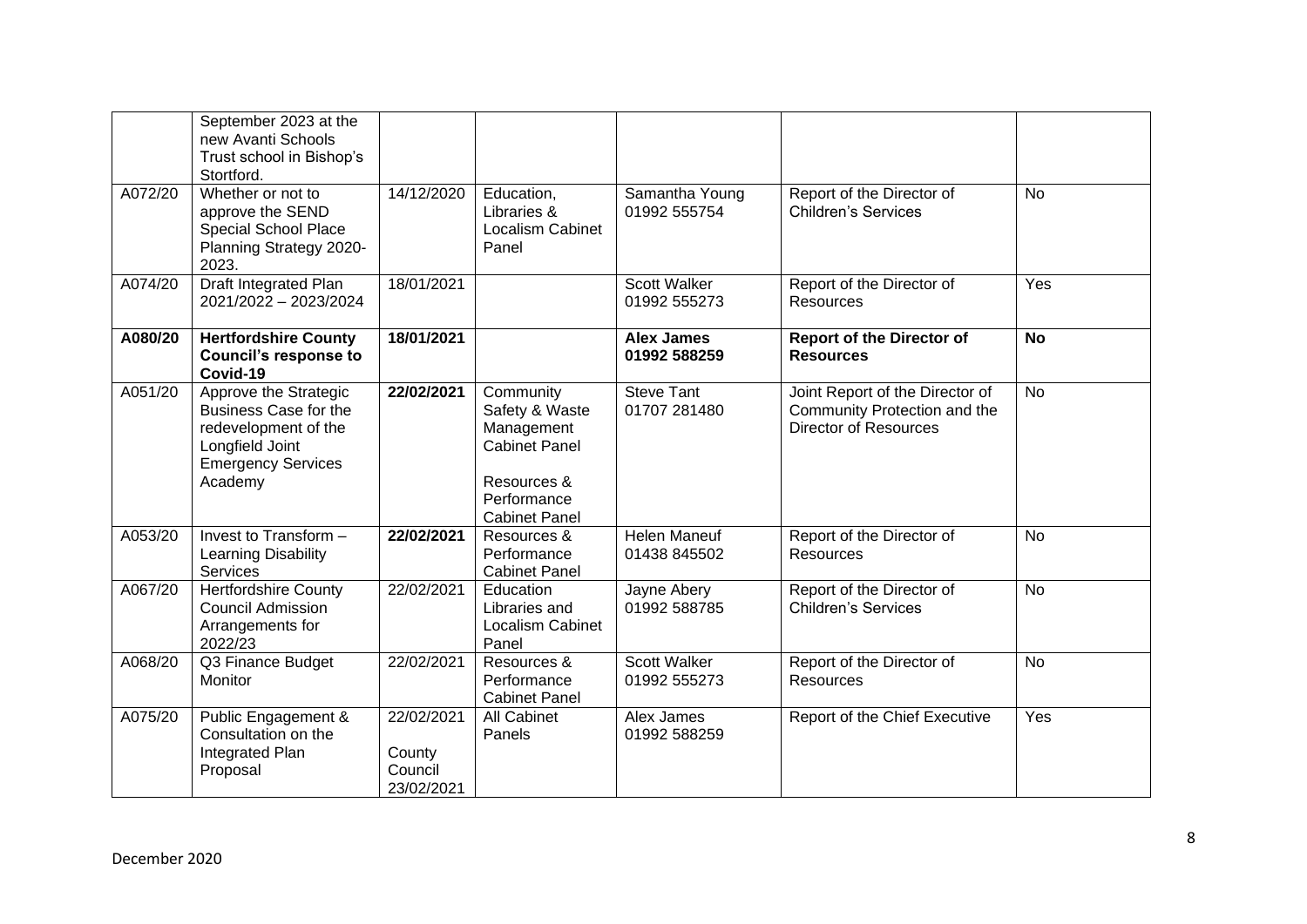| | September 2023 at the new Avanti Schools Trust school in Bishop's Stortford. | | | | | |
|---|---|---|---|---|---|---|
| A072/20 | Whether or not to approve the SEND Special School Place Planning Strategy 2020-2023. | 14/12/2020 | Education, Libraries & Localism Cabinet Panel | Samantha Young 01992 555754 | Report of the Director of Children's Services | No |
| A074/20 | Draft Integrated Plan 2021/2022 – 2023/2024 | 18/01/2021 | | Scott Walker 01992 555273 | Report of the Director of Resources | Yes |
| **A080/20** | **Hertfordshire County Council's response to Covid-19** | **18/01/2021** | | **Alex James 01992 588259** | **Report of the Director of Resources** | **No** |
| A051/20 | Approve the Strategic Business Case for the redevelopment of the Longfield Joint Emergency Services Academy | **22/02/2021** | Community Safety & Waste Management Cabinet Panel<br><br>Resources & Performance Cabinet Panel | Steve Tant 01707 281480 | Joint Report of the Director of Community Protection and the Director of Resources | No |
| A053/20 | Invest to Transform – Learning Disability Services | **22/02/2021** | Resources & Performance Cabinet Panel | Helen Maneuf 01438 845502 | Report of the Director of Resources | No |
| A067/20 | Hertfordshire County Council Admission Arrangements for 2022/23 | 22/02/2021 | Education Libraries and Localism Cabinet Panel | Jayne Abery 01992 588785 | Report of the Director of Children's Services | No |
| A068/20 | Q3 Finance Budget Monitor | 22/02/2021 | Resources & Performance Cabinet Panel | Scott Walker 01992 555273 | Report of the Director of Resources | No |
| A075/20 | Public Engagement & Consultation on the Integrated Plan Proposal | 22/02/2021<br><br>County Council 23/02/2021 | All Cabinet Panels | Alex James 01992 588259 | Report of the Chief Executive | Yes |

December 2020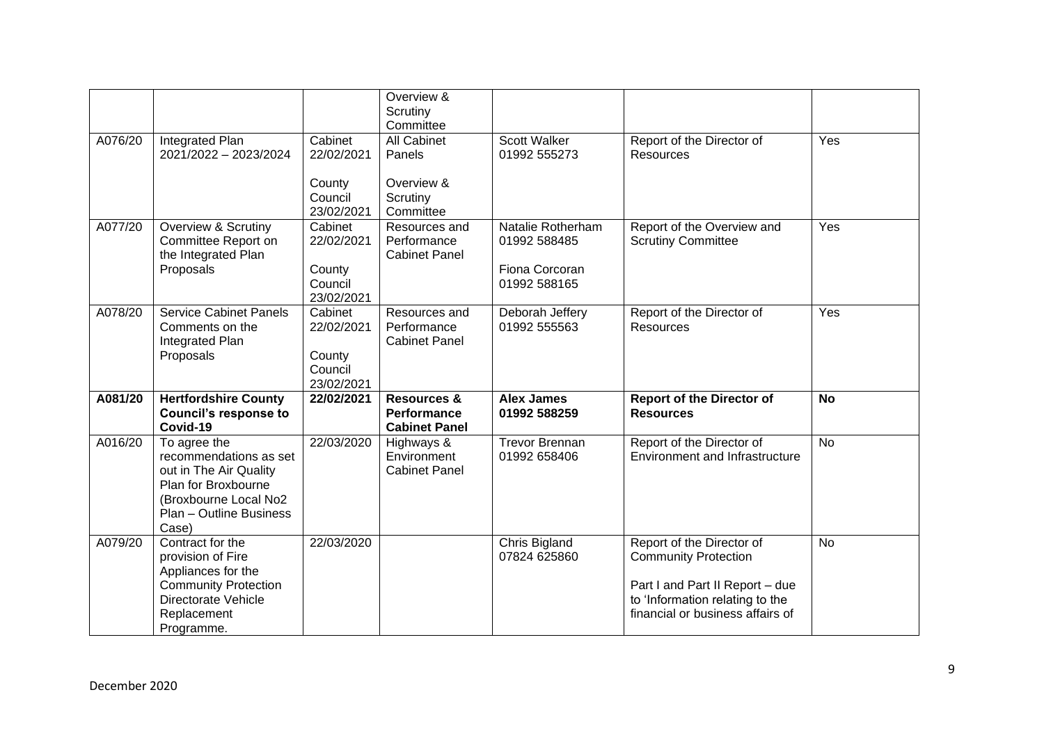| | | | | | | |
|---|---|---|---|---|---|---|
| | | | Overview & Scrutiny Committee | | | |
| A076/20 | Integrated Plan 2021/2022 – 2023/2024 | Cabinet 22/02/2021<br><br>County Council 23/02/2021 | All Cabinet Panels<br><br>Overview & Scrutiny Committee | Scott Walker 01992 555273 | Report of the Director of Resources | Yes |
| A077/20 | Overview & Scrutiny Committee Report on the Integrated Plan Proposals | Cabinet 22/02/2021<br><br>County Council 23/02/2021 | Resources and Performance Cabinet Panel | Natalie Rotherham 01992 588485<br><br>Fiona Corcoran 01992 588165 | Report of the Overview and Scrutiny Committee | Yes |
| A078/20 | Service Cabinet Panels Comments on the Integrated Plan Proposals | Cabinet 22/02/2021<br><br>County Council 23/02/2021 | Resources and Performance Cabinet Panel | Deborah Jeffery 01992 555563 | Report of the Director of Resources | Yes |
| **A081/20** | **Hertfordshire County Council's response to Covid-19** | **22/02/2021** | **Resources & Performance Cabinet Panel** | **Alex James 01992 588259** | **Report of the Director of Resources** | **No** |
| A016/20 | To agree the recommendations as set out in The Air Quality Plan for Broxbourne (Broxbourne Local No2 Plan – Outline Business Case) | 22/03/2020 | Highways & Environment Cabinet Panel | Trevor Brennan 01992 658406 | Report of the Director of Environment and Infrastructure | No |
| A079/20 | Contract for the provision of Fire Appliances for the Community Protection Directorate Vehicle Replacement Programme. | 22/03/2020 | | Chris Bigland 07824 625860 | Report of the Director of Community Protection<br><br>Part I and Part II Report – due to 'Information relating to the financial or business affairs of | No |

December 2020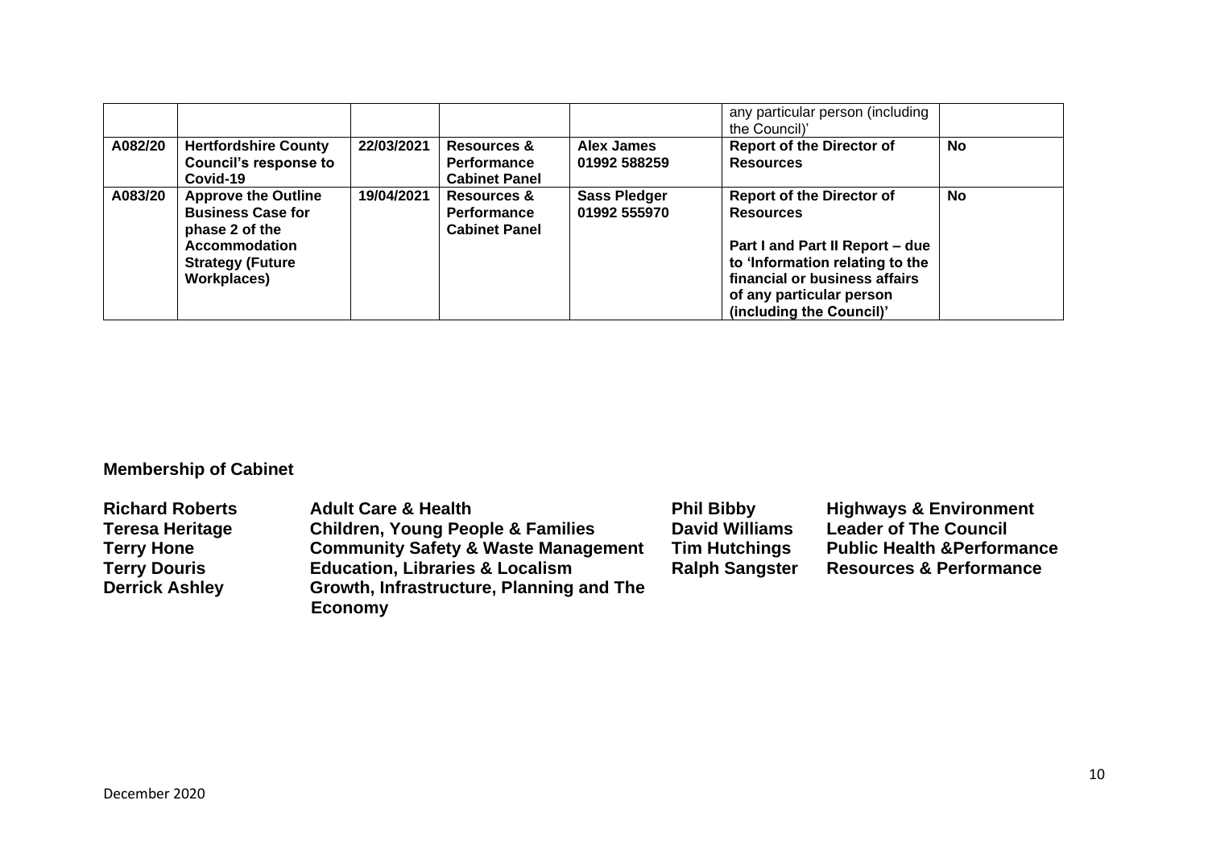| | | | | | any particular person (including the Council)' | |
|---|---|---|---|---|---|---|
| **A082/20** | **Hertfordshire County Council's response to Covid-19** | **22/03/2021** | **Resources & Performance Cabinet Panel** | **Alex James 01992 588259** | **Report of the Director of Resources** | **No** |
| **A083/20** | **Approve the Outline Business Case for phase 2 of the Accommodation Strategy (Future Workplaces)** | **19/04/2021** | **Resources & Performance Cabinet Panel** | **Sass Pledger 01992 555970** | **Report of the Director of Resources**<br><br>**Part I and Part II Report – due to 'Information relating to the financial or business affairs of any particular person (including the Council)'** | **No** |

**Membership of Cabinet**

| | | | |
|---|---|---|---|
| **Richard Roberts** | **Adult Care & Health** | **Phil Bibby** | **Highways & Environment** |
| **Teresa Heritage** | **Children, Young People & Families** | **David Williams** | **Leader of The Council** |
| **Terry Hone** | **Community Safety & Waste Management** | **Tim Hutchings** | **Public Health &Performance** |
| **Terry Douris** | **Education, Libraries & Localism** | **Ralph Sangster** | **Resources & Performance** |
| **Derrick Ashley** | **Growth, Infrastructure, Planning and The Economy** | | |

December 2020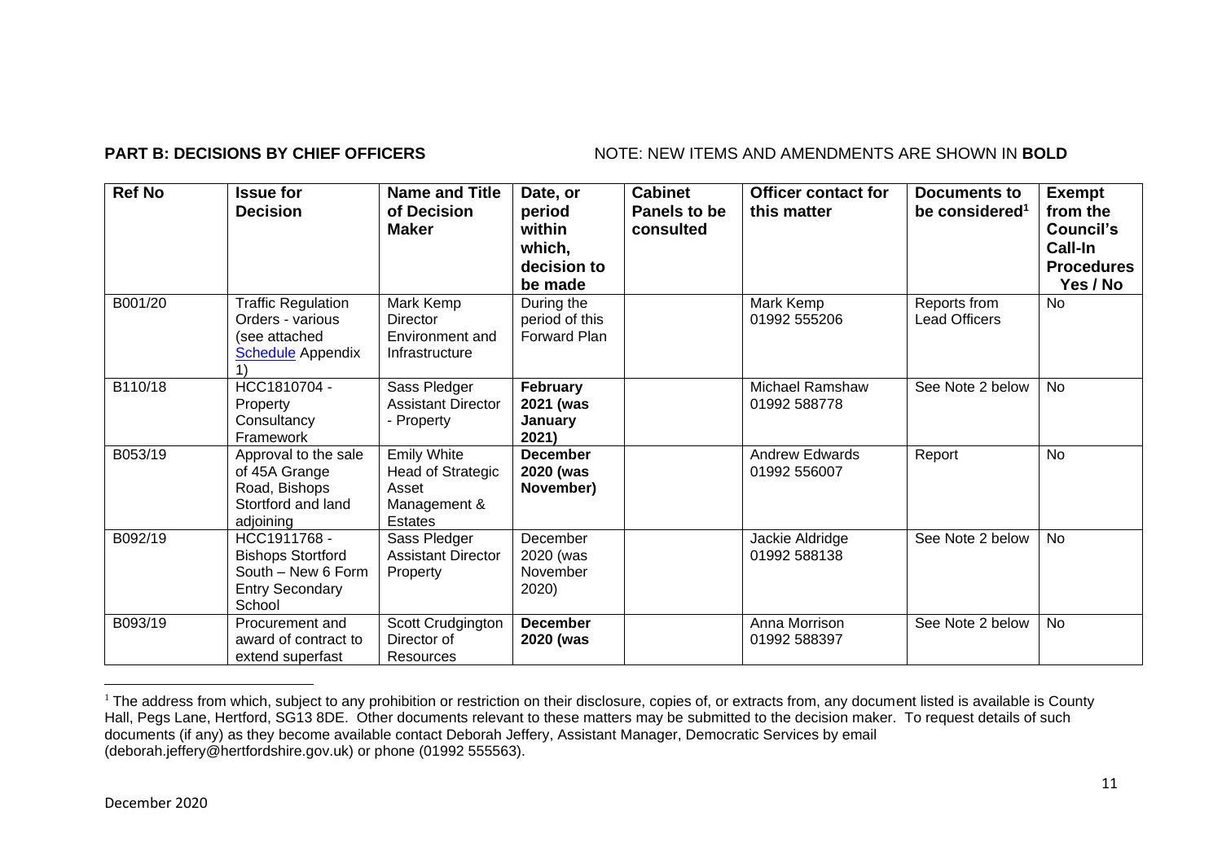**PART B: DECISIONS BY CHIEF OFFICERS** NOTE: NEW ITEMS AND AMENDMENTS ARE SHOWN IN **BOLD**

| Ref No | Issue for Decision | Name and Title of Decision Maker | Date, or period within which, decision to be made | Cabinet Panels to be consulted | Officer contact for this matter | Documents to be considered[1] | Exempt from the Council's Call-In Procedures Yes / No |
|---|---|---|---|---|---|---|---|
| B001/20 | Traffic Regulation Orders - various (see attached Schedule Appendix 1) | Mark Kemp Director Environment and Infrastructure | During the period of this Forward Plan | | Mark Kemp 01992 555206 | Reports from Lead Officers | No |
| B110/18 | HCC1810704 - Property Consultancy Framework | Sass Pledger Assistant Director - Property | **February 2021 (was January 2021)** | | Michael Ramshaw 01992 588778 | See Note 2 below | No |
| B053/19 | Approval to the sale of 45A Grange Road, Bishops Stortford and land adjoining | Emily White Head of Strategic Asset Management & Estates | **December 2020 (was November)** | | Andrew Edwards 01992 556007 | Report | No |
| B092/19 | HCC1911768 - Bishops Stortford South – New 6 Form Entry Secondary School | Sass Pledger Assistant Director Property | December 2020 (was November 2020) | | Jackie Aldridge 01992 588138 | See Note 2 below | No |
| B093/19 | Procurement and award of contract to extend superfast | Scott Crudgington Director of Resources | **December 2020 (was** | | Anna Morrison 01992 588397 | See Note 2 below | No |

[1] The address from which, subject to any prohibition or restriction on their disclosure, copies of, or extracts from, any document listed is available is County Hall, Pegs Lane, Hertford, SG13 8DE. Other documents relevant to these matters may be submitted to the decision maker. To request details of such documents (if any) as they become available contact Deborah Jeffery, Assistant Manager, Democratic Services by email (deborah.jeffery@hertfordshire.gov.uk) or phone (01992 555563).

December 2020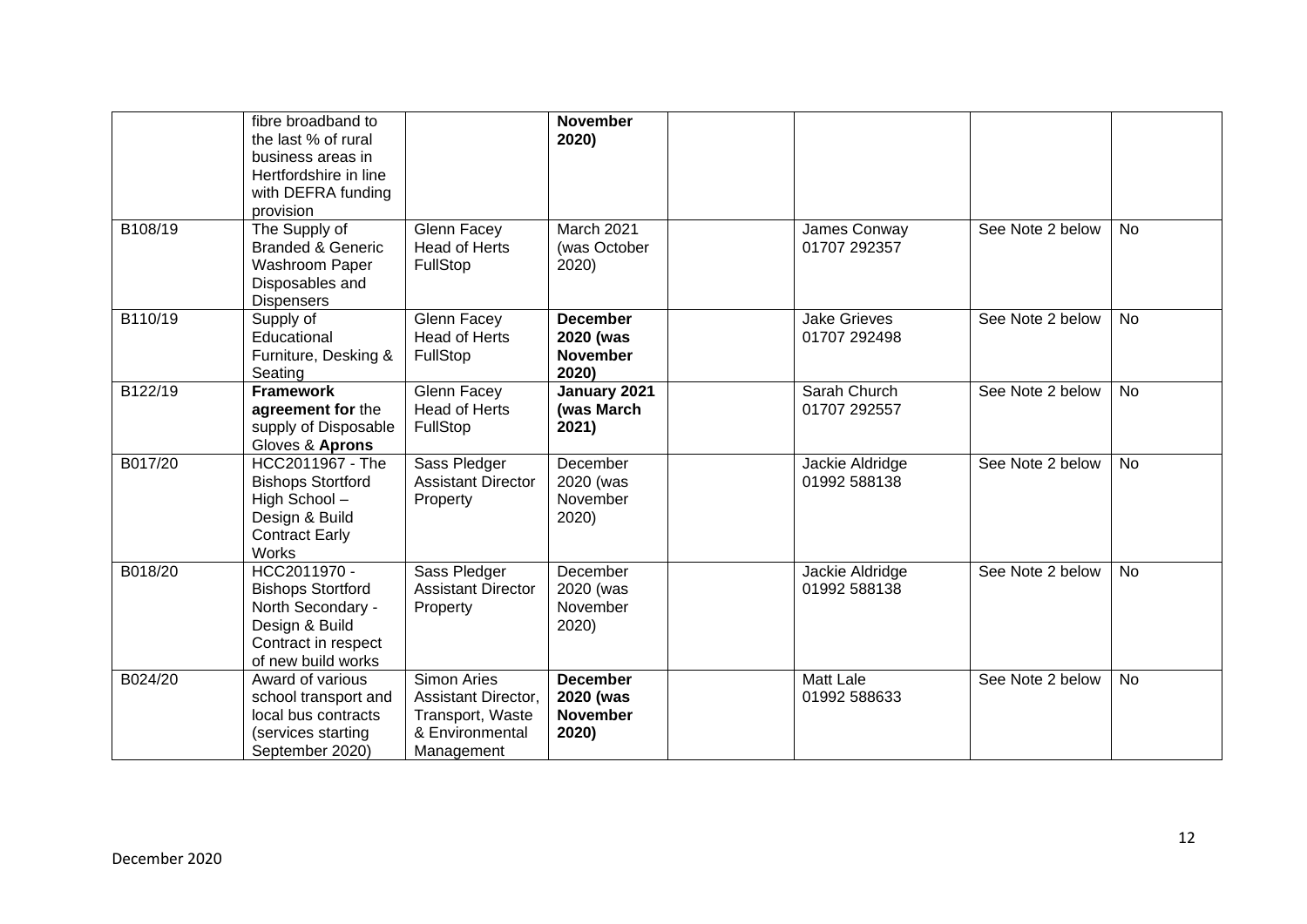| | | | | | | | |
|---|---|---|---|---|---|---|---|
| | fibre broadband to the last % of rural business areas in Hertfordshire in line with DEFRA funding provision | | **November 2020)** | | | | |
| B108/19 | The Supply of Branded & Generic Washroom Paper Disposables and Dispensers | Glenn Facey Head of Herts FullStop | March 2021 (was October 2020) | | James Conway 01707 292357 | See Note 2 below | No |
| B110/19 | Supply of Educational Furniture, Desking & Seating | Glenn Facey Head of Herts FullStop | **December 2020 (was November 2020)** | | Jake Grieves 01707 292498 | See Note 2 below | No |
| B122/19 | **Framework agreement for** the supply of Disposable Gloves & **Aprons** | Glenn Facey Head of Herts FullStop | **January 2021 (was March 2021)** | | Sarah Church 01707 292557 | See Note 2 below | No |
| B017/20 | HCC2011967 - The Bishops Stortford High School – Design & Build Contract Early Works | Sass Pledger Assistant Director Property | December 2020 (was November 2020) | | Jackie Aldridge 01992 588138 | See Note 2 below | No |
| B018/20 | HCC2011970 - Bishops Stortford North Secondary - Design & Build Contract in respect of new build works | Sass Pledger Assistant Director Property | December 2020 (was November 2020) | | Jackie Aldridge 01992 588138 | See Note 2 below | No |
| B024/20 | Award of various school transport and local bus contracts (services starting September 2020) | Simon Aries Assistant Director, Transport, Waste & Environmental Management | **December 2020 (was November 2020)** | | Matt Lale 01992 588633 | See Note 2 below | No |

December 2020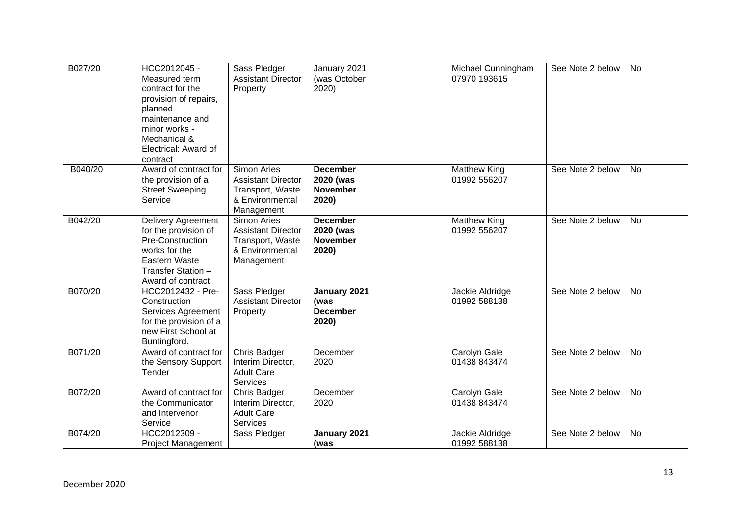| B027/20 | HCC2012045 - Measured term contract for the provision of repairs, planned maintenance and minor works - Mechanical & Electrical: Award of contract | Sass Pledger Assistant Director Property | January 2021 (was October 2020) | | Michael Cunningham 07970 193615 | See Note 2 below | No |
|---|---|---|---|---|---|---|---|
| B040/20 | Award of contract for the provision of a Street Sweeping Service | Simon Aries Assistant Director Transport, Waste & Environmental Management | **December 2020 (was November 2020)** | | Matthew King 01992 556207 | See Note 2 below | No |
| B042/20 | Delivery Agreement for the provision of Pre-Construction works for the Eastern Waste Transfer Station – Award of contract | Simon Aries Assistant Director Transport, Waste & Environmental Management | **December 2020 (was November 2020)** | | Matthew King 01992 556207 | See Note 2 below | No |
| B070/20 | HCC2012432 - Pre-Construction Services Agreement for the provision of a new First School at Buntingford. | Sass Pledger Assistant Director Property | **January 2021 (was December 2020)** | | Jackie Aldridge 01992 588138 | See Note 2 below | No |
| B071/20 | Award of contract for the Sensory Support Tender | Chris Badger Interim Director, Adult Care Services | December 2020 | | Carolyn Gale 01438 843474 | See Note 2 below | No |
| B072/20 | Award of contract for the Communicator and Intervenor Service | Chris Badger Interim Director, Adult Care Services | December 2020 | | Carolyn Gale 01438 843474 | See Note 2 below | No |
| B074/20 | HCC2012309 - Project Management | Sass Pledger | **January 2021 (was** | | Jackie Aldridge 01992 588138 | See Note 2 below | No |

December 2020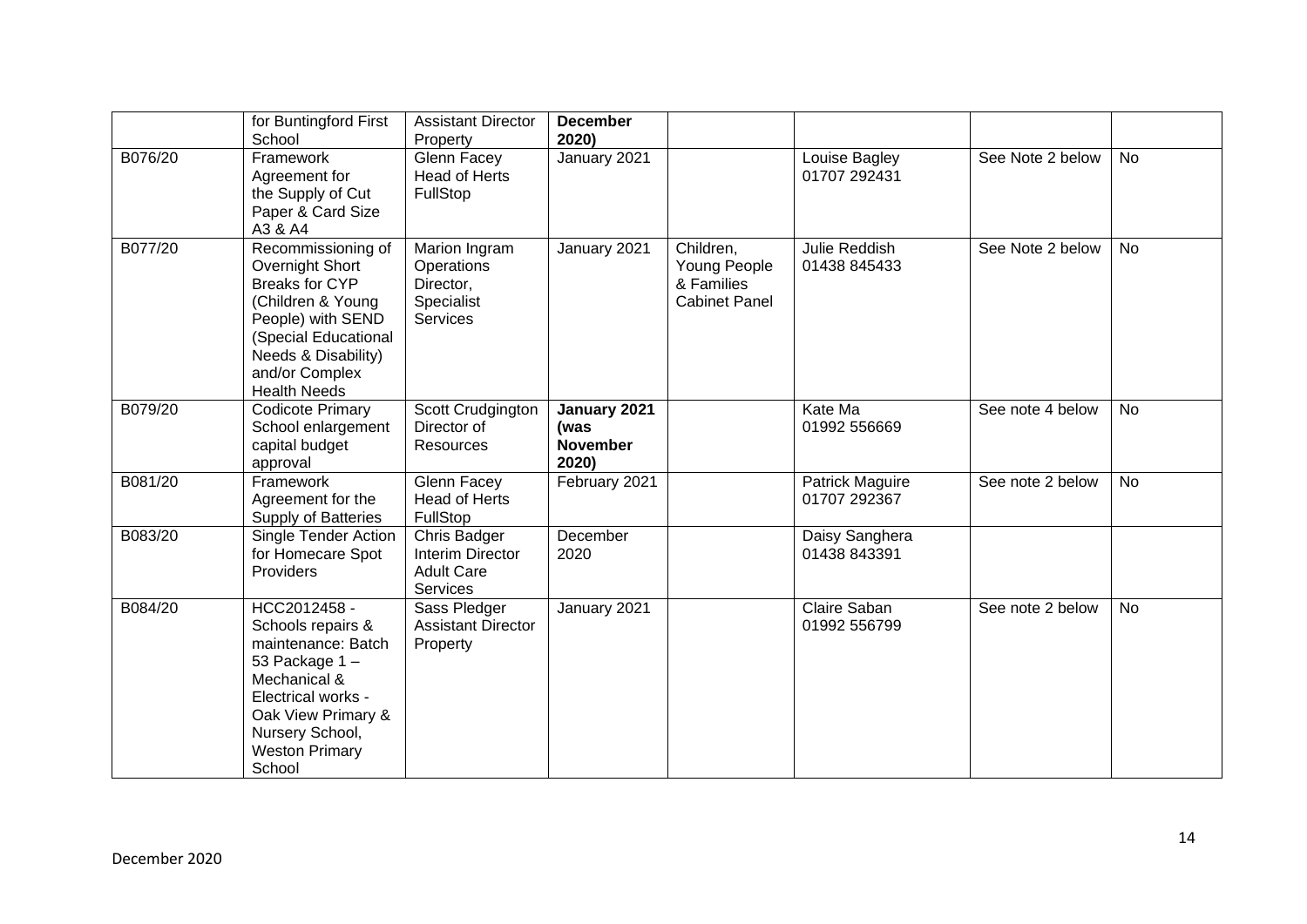| | | | | | | | |
|---|---|---|---|---|---|---|---|
| | for Buntingford First School | Assistant Director Property | **December 2020)** | | | | |
| B076/20 | Framework Agreement for the Supply of Cut Paper & Card Size A3 & A4 | Glenn Facey Head of Herts FullStop | January 2021 | | Louise Bagley 01707 292431 | See Note 2 below | No |
| B077/20 | Recommissioning of Overnight Short Breaks for CYP (Children & Young People) with SEND (Special Educational Needs & Disability) and/or Complex Health Needs | Marion Ingram Operations Director, Specialist Services | January 2021 | Children, Young People & Families Cabinet Panel | Julie Reddish 01438 845433 | See Note 2 below | No |
| B079/20 | Codicote Primary School enlargement capital budget approval | Scott Crudgington Director of Resources | **January 2021 (was November 2020)** | | Kate Ma 01992 556669 | See note 4 below | No |
| B081/20 | Framework Agreement for the Supply of Batteries | Glenn Facey Head of Herts FullStop | February 2021 | | Patrick Maguire 01707 292367 | See note 2 below | No |
| B083/20 | Single Tender Action for Homecare Spot Providers | Chris Badger Interim Director Adult Care Services | December 2020 | | Daisy Sanghera 01438 843391 | | |
| B084/20 | HCC2012458 - Schools repairs & maintenance: Batch 53 Package 1 – Mechanical & Electrical works - Oak View Primary & Nursery School, Weston Primary School | Sass Pledger Assistant Director Property | January 2021 | | Claire Saban 01992 556799 | See note 2 below | No |

December 2020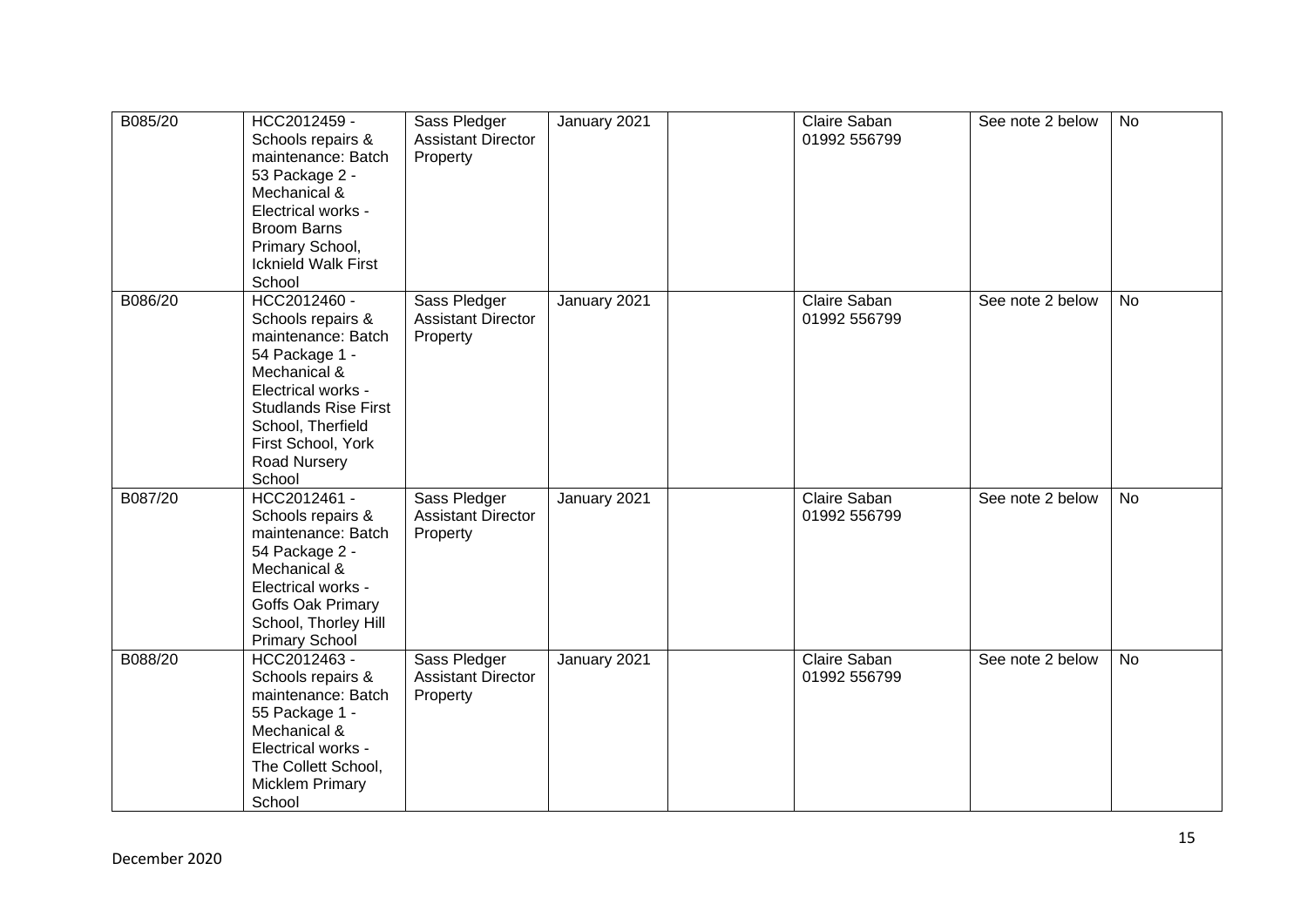| | | | | | | | |
|---|---|---|---|---|---|---|---|
| B085/20 | HCC2012459 - Schools repairs & maintenance: Batch 53 Package 2 - Mechanical & Electrical works - Broom Barns Primary School, Icknield Walk First School | Sass Pledger Assistant Director Property | January 2021 | | Claire Saban 01992 556799 | See note 2 below | No |
| B086/20 | HCC2012460 - Schools repairs & maintenance: Batch 54 Package 1 - Mechanical & Electrical works - Studlands Rise First School, Therfield First School, York Road Nursery School | Sass Pledger Assistant Director Property | January 2021 | | Claire Saban 01992 556799 | See note 2 below | No |
| B087/20 | HCC2012461 - Schools repairs & maintenance: Batch 54 Package 2 - Mechanical & Electrical works - Goffs Oak Primary School, Thorley Hill Primary School | Sass Pledger Assistant Director Property | January 2021 | | Claire Saban 01992 556799 | See note 2 below | No |
| B088/20 | HCC2012463 - Schools repairs & maintenance: Batch 55 Package 1 - Mechanical & Electrical works - The Collett School, Micklem Primary School | Sass Pledger Assistant Director Property | January 2021 | | Claire Saban 01992 556799 | See note 2 below | No |

December 2020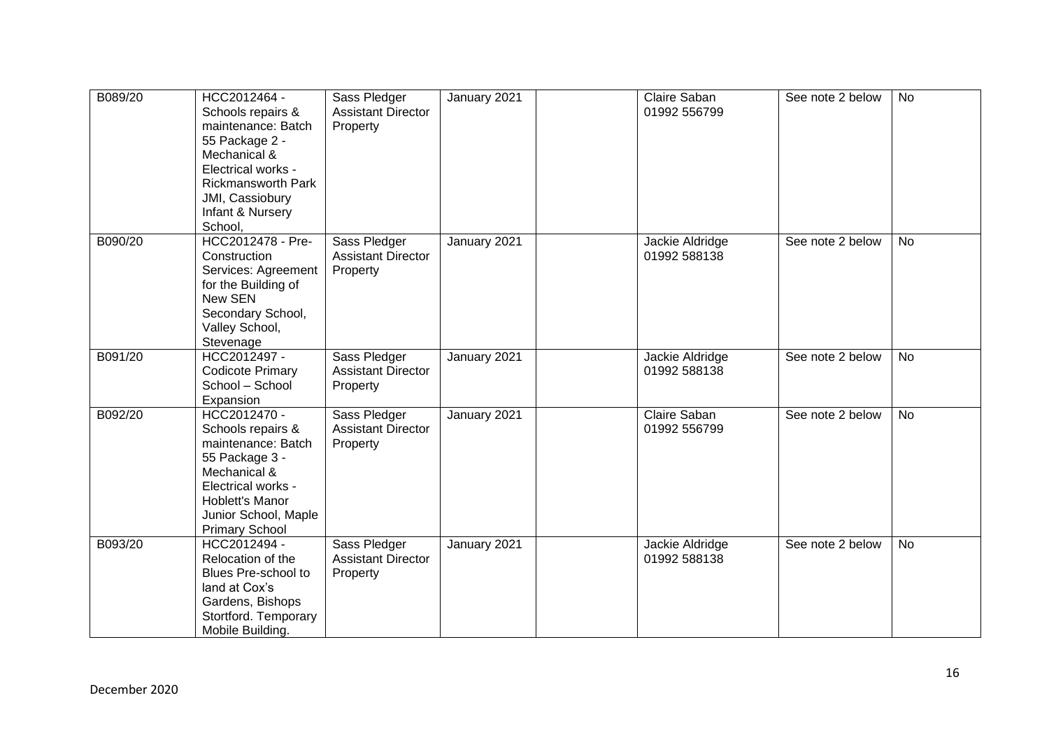| | | | | | | | |
|---|---|---|---|---|---|---|---|
| B089/20 | HCC2012464 - Schools repairs & maintenance: Batch 55 Package 2 - Mechanical & Electrical works - Rickmansworth Park JMI, Cassiobury Infant & Nursery School, | Sass Pledger Assistant Director Property | January 2021 | | Claire Saban 01992 556799 | See note 2 below | No |
| B090/20 | HCC2012478 - Pre-Construction Services: Agreement for the Building of New SEN Secondary School, Valley School, Stevenage | Sass Pledger Assistant Director Property | January 2021 | | Jackie Aldridge 01992 588138 | See note 2 below | No |
| B091/20 | HCC2012497 - Codicote Primary School – School Expansion | Sass Pledger Assistant Director Property | January 2021 | | Jackie Aldridge 01992 588138 | See note 2 below | No |
| B092/20 | HCC2012470 - Schools repairs & maintenance: Batch 55 Package 3 - Mechanical & Electrical works - Hoblett's Manor Junior School, Maple Primary School | Sass Pledger Assistant Director Property | January 2021 | | Claire Saban 01992 556799 | See note 2 below | No |
| B093/20 | HCC2012494 - Relocation of the Blues Pre-school to land at Cox's Gardens, Bishops Stortford. Temporary Mobile Building. | Sass Pledger Assistant Director Property | January 2021 | | Jackie Aldridge 01992 588138 | See note 2 below | No |

December 2020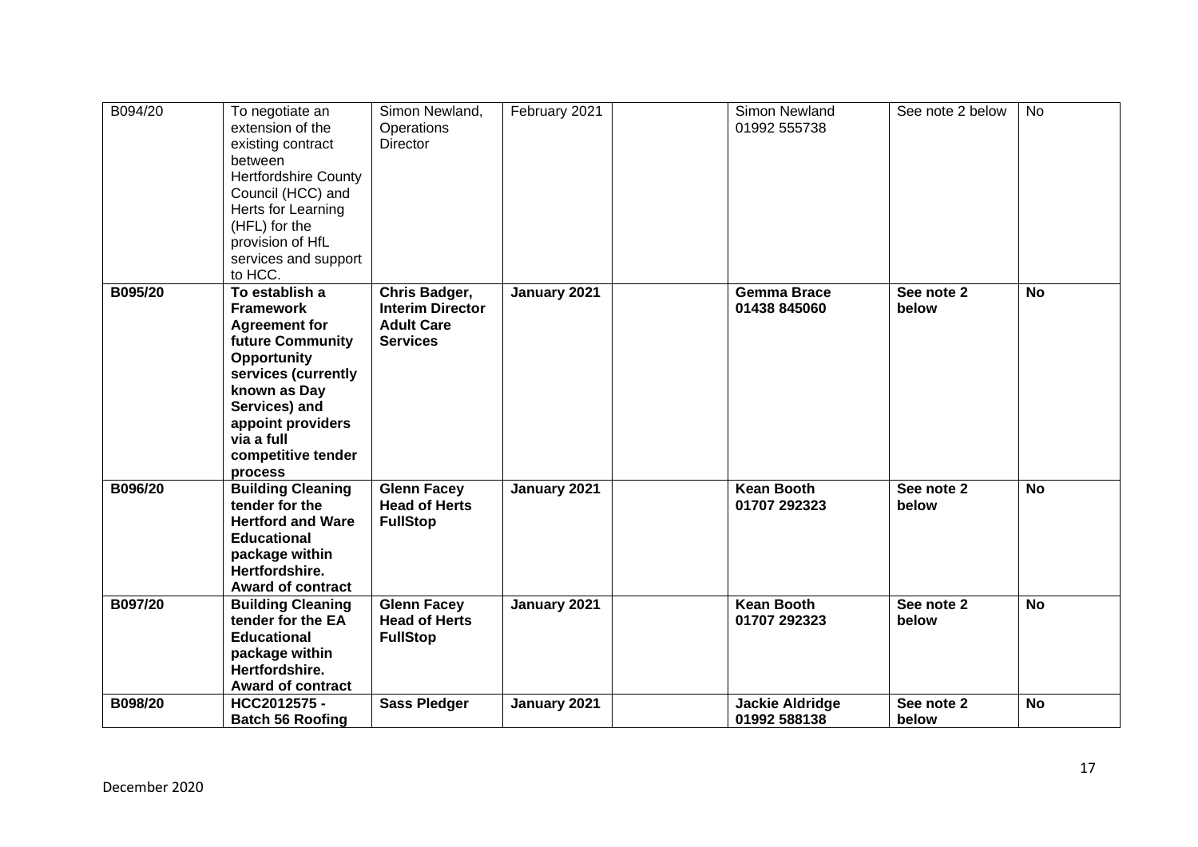| B094/20 | To negotiate an extension of the existing contract between Hertfordshire County Council (HCC) and Herts for Learning (HFL) for the provision of HfL services and support to HCC. | Simon Newland, Operations Director | February 2021 | | Simon Newland 01992 555738 | See note 2 below | No |
|---|---|---|---|---|---|---|---|
| **B095/20** | **To establish a Framework Agreement for future Community Opportunity services (currently known as Day Services) and appoint providers via a full competitive tender process** | **Chris Badger, Interim Director Adult Care Services** | **January 2021** | | **Gemma Brace 01438 845060** | **See note 2 below** | **No** |
| **B096/20** | **Building Cleaning tender for the Hertford and Ware Educational package within Hertfordshire. Award of contract** | **Glenn Facey Head of Herts FullStop** | **January 2021** | | **Kean Booth 01707 292323** | **See note 2 below** | **No** |
| **B097/20** | **Building Cleaning tender for the EA Educational package within Hertfordshire. Award of contract** | **Glenn Facey Head of Herts FullStop** | **January 2021** | | **Kean Booth 01707 292323** | **See note 2 below** | **No** |
| **B098/20** | **HCC2012575 - Batch 56 Roofing** | **Sass Pledger** | **January 2021** | | **Jackie Aldridge 01992 588138** | **See note 2 below** | **No** |

December 2020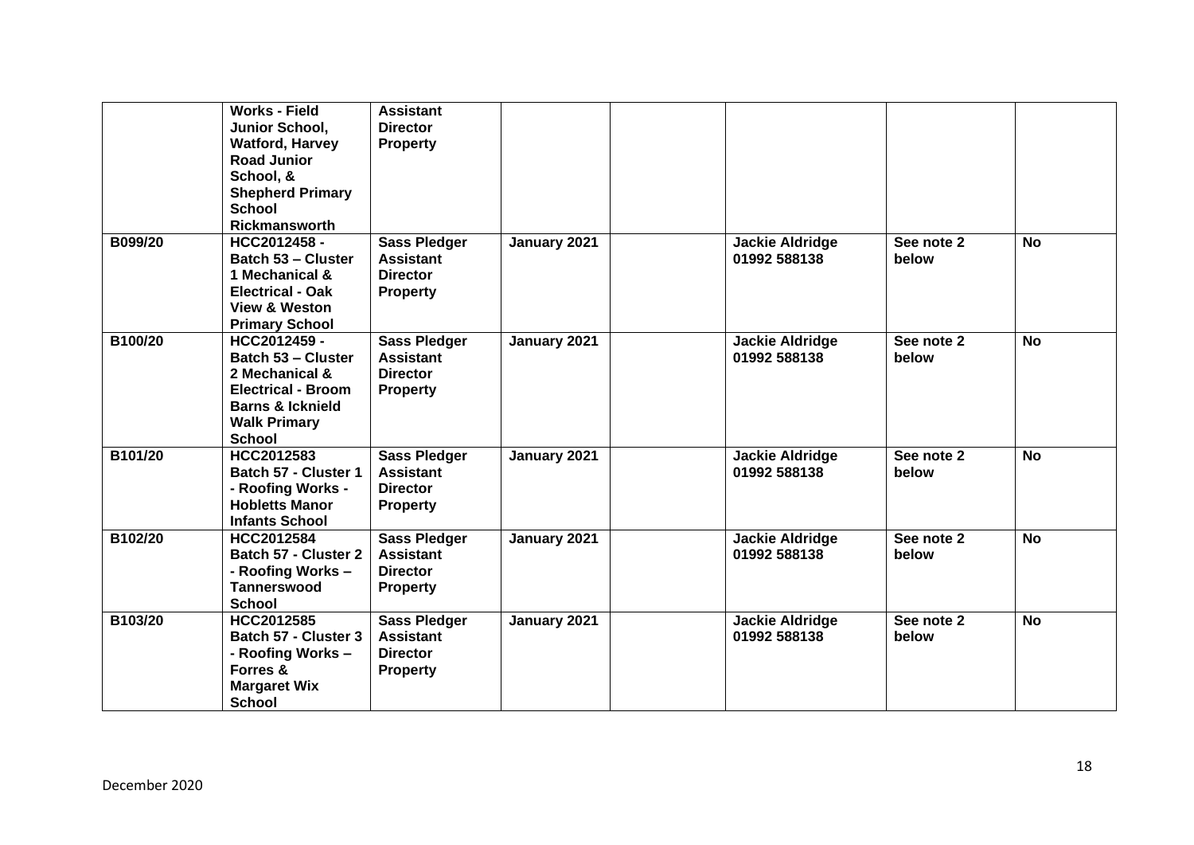|  |  |  |  |  |  |  |  |
|---|---|---|---|---|---|---|---|
|  | **Works - Field Junior School, Watford, Harvey Road Junior School, & Shepherd Primary School Rickmansworth** | **Assistant Director Property** |  |  |  |  |  |
| **B099/20** | **HCC2012458 - Batch 53 – Cluster 1 Mechanical & Electrical - Oak View & Weston Primary School** | **Sass Pledger Assistant Director Property** | **January 2021** |  | **Jackie Aldridge 01992 588138** | **See note 2 below** | **No** |
| **B100/20** | **HCC2012459 - Batch 53 – Cluster 2 Mechanical & Electrical - Broom Barns & Icknield Walk Primary School** | **Sass Pledger Assistant Director Property** | **January 2021** |  | **Jackie Aldridge 01992 588138** | **See note 2 below** | **No** |
| **B101/20** | **HCC2012583 Batch 57 - Cluster 1 - Roofing Works - Hobletts Manor Infants School** | **Sass Pledger Assistant Director Property** | **January 2021** |  | **Jackie Aldridge 01992 588138** | **See note 2 below** | **No** |
| **B102/20** | **HCC2012584 Batch 57 - Cluster 2 - Roofing Works – Tannerswood School** | **Sass Pledger Assistant Director Property** | **January 2021** |  | **Jackie Aldridge 01992 588138** | **See note 2 below** | **No** |
| **B103/20** | **HCC2012585 Batch 57 - Cluster 3 - Roofing Works – Forres & Margaret Wix School** | **Sass Pledger Assistant Director Property** | **January 2021** |  | **Jackie Aldridge 01992 588138** | **See note 2 below** | **No** |

December 2020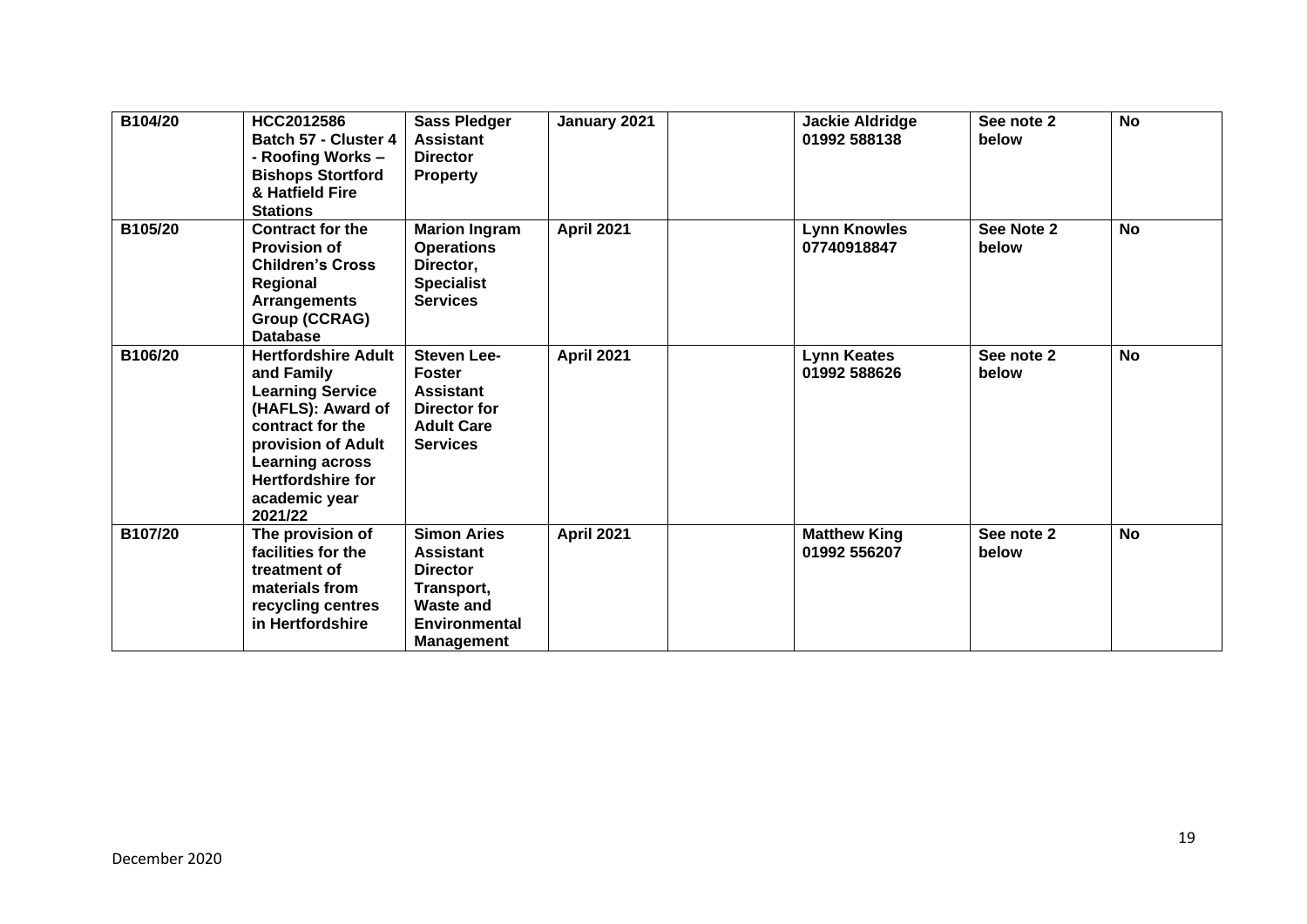| | | | | | | | |
|---|---|---|---|---|---|---|---|
| **B104/20** | **HCC2012586 Batch 57 - Cluster 4 - Roofing Works – Bishops Stortford & Hatfield Fire Stations** | **Sass Pledger Assistant Director Property** | **January 2021** | | **Jackie Aldridge 01992 588138** | **See note 2 below** | **No** |
| **B105/20** | **Contract for the Provision of Children's Cross Regional Arrangements Group (CCRAG) Database** | **Marion Ingram Operations Director, Specialist Services** | **April 2021** | | **Lynn Knowles 07740918847** | **See Note 2 below** | **No** |
| **B106/20** | **Hertfordshire Adult and Family Learning Service (HAFLS): Award of contract for the provision of Adult Learning across Hertfordshire for academic year 2021/22** | **Steven Lee-Foster Assistant Director for Adult Care Services** | **April 2021** | | **Lynn Keates 01992 588626** | **See note 2 below** | **No** |
| **B107/20** | **The provision of facilities for the treatment of materials from recycling centres in Hertfordshire** | **Simon Aries Assistant Director Transport, Waste and Environmental Management** | **April 2021** | | **Matthew King 01992 556207** | **See note 2 below** | **No** |

December 2020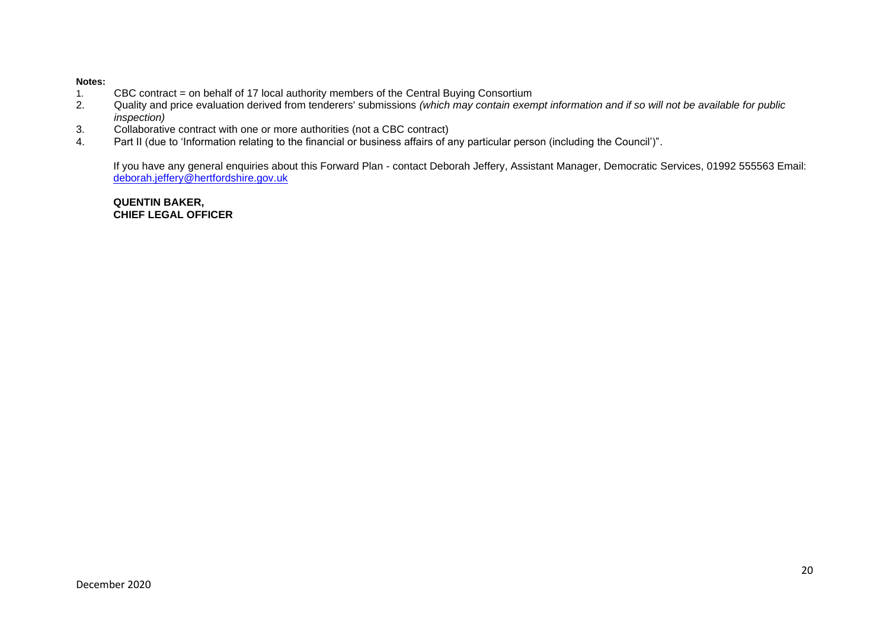**Notes:**

1. CBC contract = on behalf of 17 local authority members of the Central Buying Consortium
2. Quality and price evaluation derived from tenderers' submissions *(which may contain exempt information and if so will not be available for public inspection)*
3. Collaborative contract with one or more authorities (not a CBC contract)
4. Part II (due to 'Information relating to the financial or business affairs of any particular person (including the Council')".

If you have any general enquiries about this Forward Plan - contact Deborah Jeffery, Assistant Manager, Democratic Services, 01992 555563 Email: deborah.jeffery@hertfordshire.gov.uk

**QUENTIN BAKER,**
**CHIEF LEGAL OFFICER**

December 2020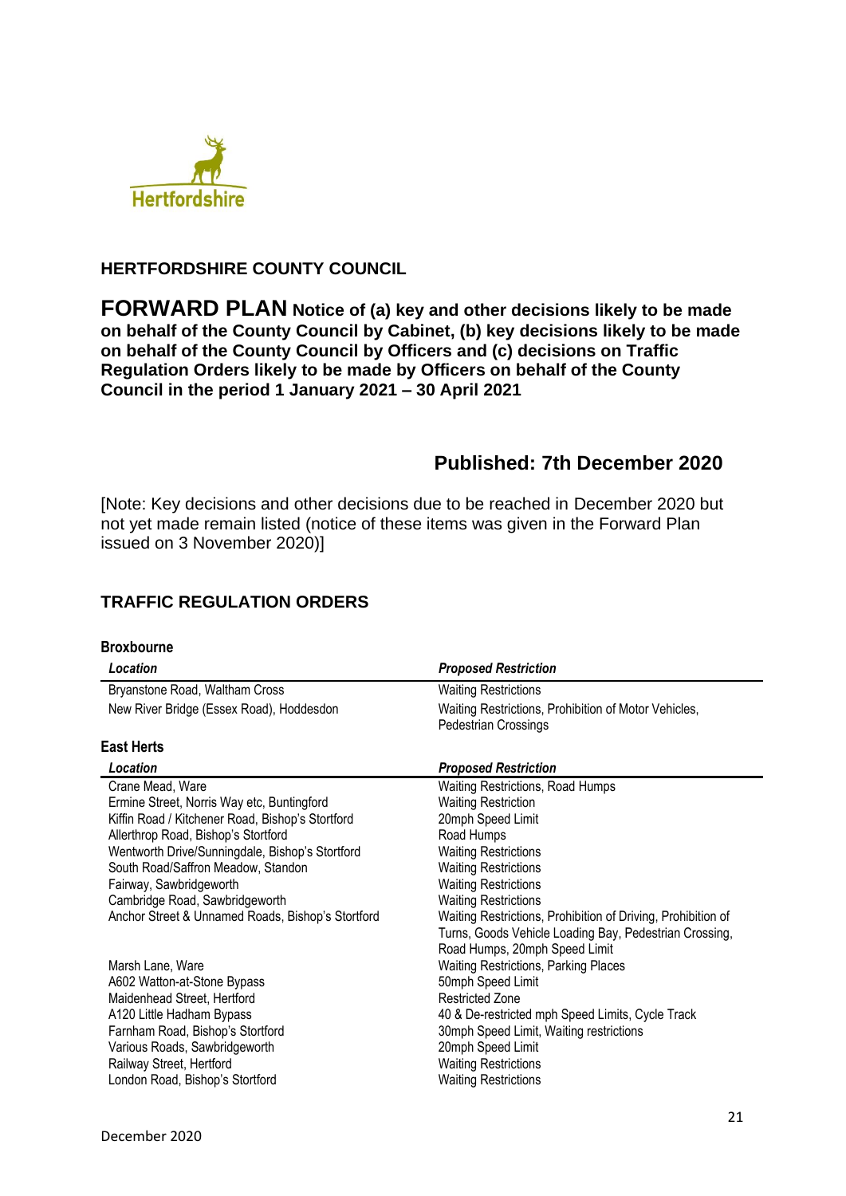**HERTFORDSHIRE COUNTY COUNCIL**

# FORWARD PLAN **Notice of (a) key and other decisions likely to be made on behalf of the County Council by Cabinet, (b) key decisions likely to be made on behalf of the County Council by Officers and (c) decisions on Traffic Regulation Orders likely to be made by Officers on behalf of the County Council in the period 1 January 2021 – 30 April 2021**

## Published: 7th December 2020

[Note: Key decisions and other decisions due to be reached in December 2020 but not yet made remain listed (notice of these items was given in the Forward Plan issued on 3 November 2020)]

## TRAFFIC REGULATION ORDERS

**Broxbourne**

| *Location* | *Proposed Restriction* |
|---|---|
| Bryanstone Road, Waltham Cross | Waiting Restrictions |
| New River Bridge (Essex Road), Hoddesdon | Waiting Restrictions, Prohibition of Motor Vehicles, Pedestrian Crossings |

**East Herts**

| *Location* | *Proposed Restriction* |
|---|---|
| Crane Mead, Ware | Waiting Restrictions, Road Humps |
| Ermine Street, Norris Way etc, Buntingford | Waiting Restriction |
| Kiffin Road / Kitchener Road, Bishop's Stortford | 20mph Speed Limit |
| Allerthrop Road, Bishop's Stortford | Road Humps |
| Wentworth Drive/Sunningdale, Bishop's Stortford | Waiting Restrictions |
| South Road/Saffron Meadow, Standon | Waiting Restrictions |
| Fairway, Sawbridgeworth | Waiting Restrictions |
| Cambridge Road, Sawbridgeworth | Waiting Restrictions |
| Anchor Street & Unnamed Roads, Bishop's Stortford | Waiting Restrictions, Prohibition of Driving, Prohibition of Turns, Goods Vehicle Loading Bay, Pedestrian Crossing, Road Humps, 20mph Speed Limit |
| Marsh Lane, Ware | Waiting Restrictions, Parking Places |
| A602 Watton-at-Stone Bypass | 50mph Speed Limit |
| Maidenhead Street, Hertford | Restricted Zone |
| A120 Little Hadham Bypass | 40 & De-restricted mph Speed Limits, Cycle Track |
| Farnham Road, Bishop's Stortford | 30mph Speed Limit, Waiting restrictions |
| Various Roads, Sawbridgeworth | 20mph Speed Limit |
| Railway Street, Hertford | Waiting Restrictions |
| London Road, Bishop's Stortford | Waiting Restrictions |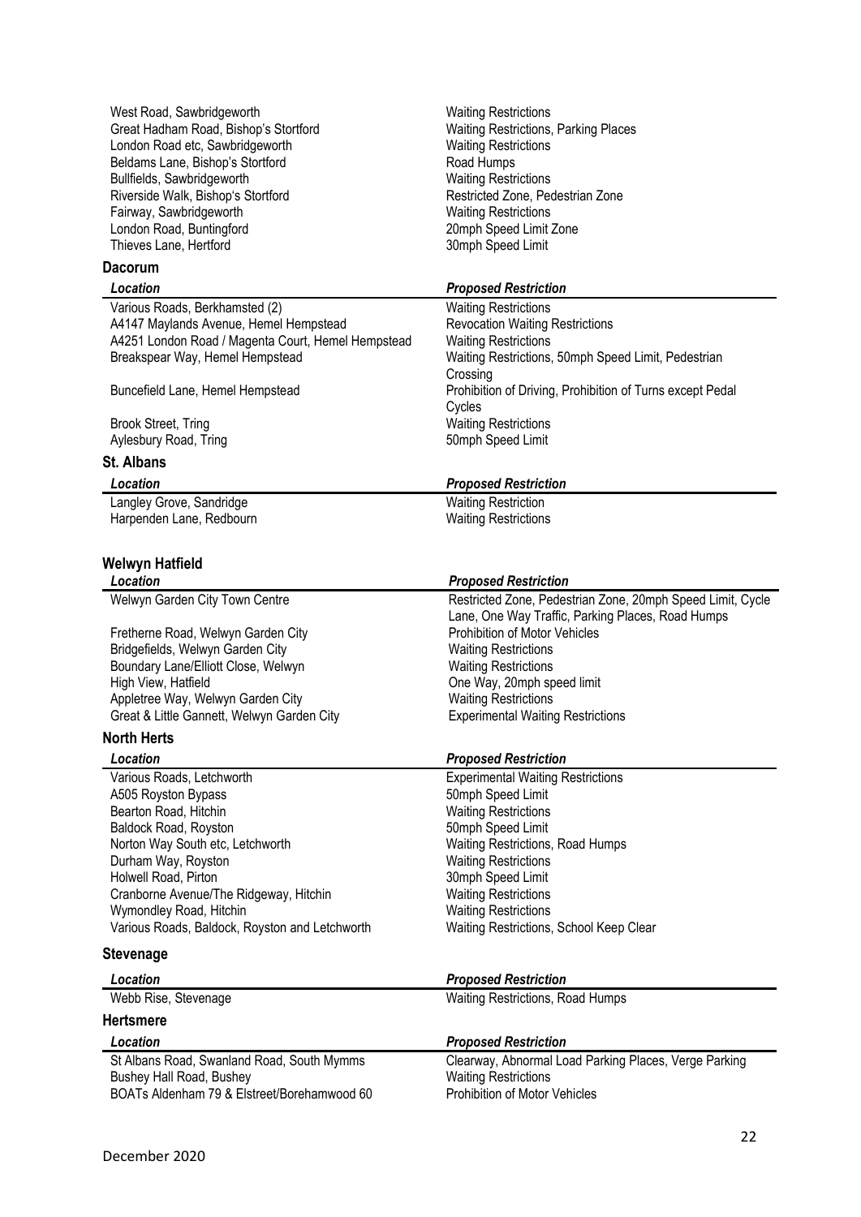| Location | Proposed Restriction |
|---|---|
| West Road, Sawbridgeworth | Waiting Restrictions |
| Great Hadham Road, Bishop's Stortford | Waiting Restrictions, Parking Places |
| London Road etc, Sawbridgeworth | Waiting Restrictions |
| Beldams Lane, Bishop's Stortford | Road Humps |
| Bullfields, Sawbridgeworth | Waiting Restrictions |
| Riverside Walk, Bishop's Stortford | Restricted Zone, Pedestrian Zone |
| Fairway, Sawbridgeworth | Waiting Restrictions |
| London Road, Buntingford | 20mph Speed Limit Zone |
| Thieves Lane, Hertford | 30mph Speed Limit |

## Dacorum

| *Location* | *Proposed Restriction* |
|---|---|
| Various Roads, Berkhamsted (2) | Waiting Restrictions |
| A4147 Maylands Avenue, Hemel Hempstead | Revocation Waiting Restrictions |
| A4251 London Road / Magenta Court, Hemel Hempstead | Waiting Restrictions |
| Breakspear Way, Hemel Hempstead | Waiting Restrictions, 50mph Speed Limit, Pedestrian Crossing |
| Buncefield Lane, Hemel Hempstead | Prohibition of Driving, Prohibition of Turns except Pedal Cycles |
| Brook Street, Tring | Waiting Restrictions |
| Aylesbury Road, Tring | 50mph Speed Limit |

## St. Albans

| *Location* | *Proposed Restriction* |
|---|---|
| Langley Grove, Sandridge | Waiting Restriction |
| Harpenden Lane, Redbourn | Waiting Restrictions |

## Welwyn Hatfield

| *Location* | *Proposed Restriction* |
|---|---|
| Welwyn Garden City Town Centre | Restricted Zone, Pedestrian Zone, 20mph Speed Limit, Cycle Lane, One Way Traffic, Parking Places, Road Humps |
| Fretherne Road, Welwyn Garden City | Prohibition of Motor Vehicles |
| Bridgefields, Welwyn Garden City | Waiting Restrictions |
| Boundary Lane/Elliott Close, Welwyn | Waiting Restrictions |
| High View, Hatfield | One Way, 20mph speed limit |
| Appletree Way, Welwyn Garden City | Waiting Restrictions |
| Great & Little Gannett, Welwyn Garden City | Experimental Waiting Restrictions |

## North Herts

| *Location* | *Proposed Restriction* |
|---|---|
| Various Roads, Letchworth | Experimental Waiting Restrictions |
| A505 Royston Bypass | 50mph Speed Limit |
| Bearton Road, Hitchin | Waiting Restrictions |
| Baldock Road, Royston | 50mph Speed Limit |
| Norton Way South etc, Letchworth | Waiting Restrictions, Road Humps |
| Durham Way, Royston | Waiting Restrictions |
| Holwell Road, Pirton | 30mph Speed Limit |
| Cranborne Avenue/The Ridgeway, Hitchin | Waiting Restrictions |
| Wymondley Road, Hitchin | Waiting Restrictions |
| Various Roads, Baldock, Royston and Letchworth | Waiting Restrictions, School Keep Clear |

## Stevenage

| *Location* | *Proposed Restriction* |
|---|---|
| Webb Rise, Stevenage | Waiting Restrictions, Road Humps |

## Hertsmere

| *Location* | *Proposed Restriction* |
|---|---|
| St Albans Road, Swanland Road, South Mymms | Clearway, Abnormal Load Parking Places, Verge Parking |
| Bushey Hall Road, Bushey | Waiting Restrictions |
| BOATs Aldenham 79 & Elstreet/Borehamwood 60 | Prohibition of Motor Vehicles |

December 2020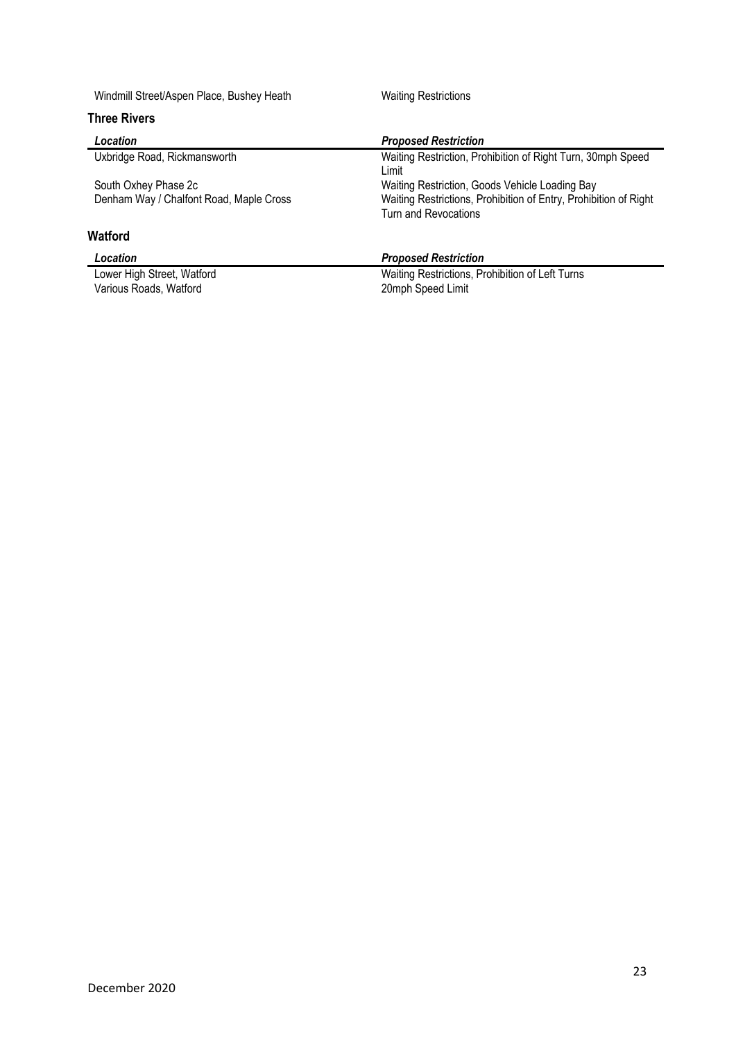| | |
|---|---|
| Windmill Street/Aspen Place, Bushey Heath | Waiting Restrictions |

### Three Rivers

| *Location* | *Proposed Restriction* |
|---|---|
| Uxbridge Road, Rickmansworth | Waiting Restriction, Prohibition of Right Turn, 30mph Speed Limit |
| South Oxhey Phase 2c | Waiting Restriction, Goods Vehicle Loading Bay |
| Denham Way / Chalfont Road, Maple Cross | Waiting Restrictions, Prohibition of Entry, Prohibition of Right Turn and Revocations |

### Watford

| *Location* | *Proposed Restriction* |
|---|---|
| Lower High Street, Watford | Waiting Restrictions, Prohibition of Left Turns |
| Various Roads, Watford | 20mph Speed Limit |

December 2020